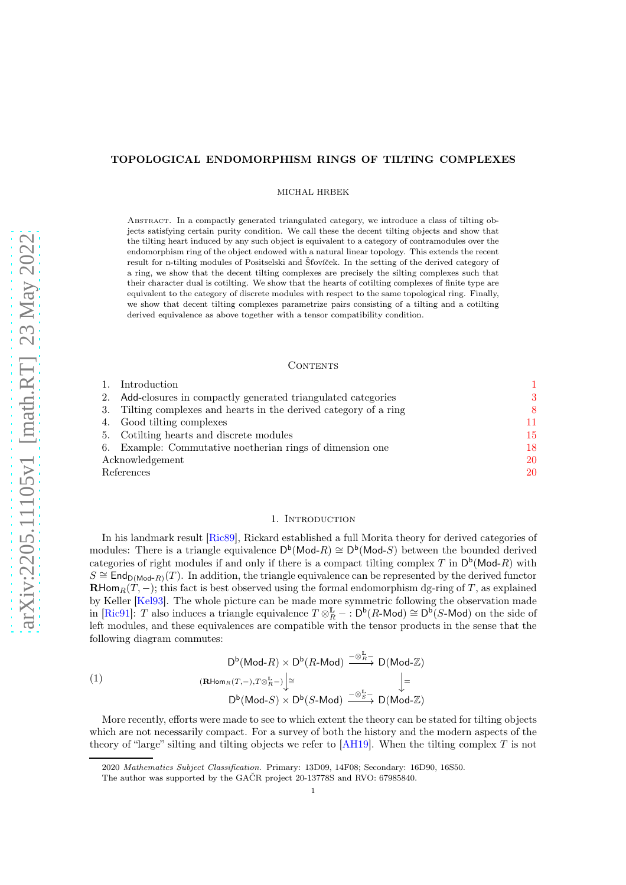# TOPOLOGICAL ENDOMORPHISM RINGS OF TILTING COMPLEXES

MICHAL HRBEK

Abstract. In a compactly generated triangulated category, we introduce a class of tilting objects satisfying certain purity condition. We call these the decent tilting objects and show that the tilting heart induced by any such object is equivalent to a category of contramodules over the endomorphism ring of the object endowed with a natural linear topology. This extends the recent result for n-tilting modules of Positselski and Šťovíček. In the setting of the derived category of a ring, we show that the decent tilting complexes are precisely the silting complexes such that their character dual is cotilting. We show that the hearts of cotilting complexes of finite type are equivalent to the category of discrete modules with respect to the same topological ring. Finally, we show that decent tilting complexes parametrize pairs consisting of a tilting and a cotilting derived equivalence as above together with a tensor compatibility condition.

## Contents

1. Introduction — 1
2. Add-closures in compactly generated triangulated categories — 3
3. Tilting complexes and hearts in the derived category of a ring — 8
4. Good tilting complexes — 11
5. Cotilting hearts and discrete modules — 15
6. Example: Commutative noetherian rings of dimension one — 18

Acknowledgement — 20

References — 20

## 1. Introduction

In his landmark result [Ric89], Rickard established a full Morita theory for derived categories of modules: There is a triangle equivalence $\mathsf{D}^{\mathsf{b}}(\mathsf{Mod}\text{-}R) \cong \mathsf{D}^{\mathsf{b}}(\mathsf{Mod}\text{-}S)$ between the bounded derived categories of right modules if and only if there is a compact tilting complex $T$ in $\mathsf{D}^{\mathsf{b}}(\mathsf{Mod}\text{-}R)$ with $S \cong \mathsf{End}_{\mathsf{D}(\mathsf{Mod}\text{-}R)}(T)$. In addition, the triangle equivalence can be represented by the derived functor $\mathbf{R}\mathsf{Hom}_R(T, -)$; this fact is best observed using the formal endomorphism dg-ring of $T$, as explained by Keller [Kel93]. The whole picture can be made more symmetric following the observation made in [Ric91]: $T$ also induces a triangle equivalence $T \otimes_R^{\mathbf{L}} - : \mathsf{D}^{\mathsf{b}}(R\text{-}\mathsf{Mod}) \cong \mathsf{D}^{\mathsf{b}}(S\text{-}\mathsf{Mod})$ on the side of left modules, and these equivalences are compatible with the tensor products in the sense that the following diagram commutes:

$$
\begin{array}{ccc}
\mathsf{D}^{\mathsf{b}}(\mathsf{Mod}\text{-}R) \times \mathsf{D}^{\mathsf{b}}(R\text{-}\mathsf{Mod}) & \xrightarrow{-\otimes_R^{\mathbf{L}}-} & \mathsf{D}(\mathsf{Mod}\text{-}\mathbb{Z}) \\
{\scriptstyle (\mathbf{R}\mathsf{Hom}_R(T,-),\, T\otimes_R^{\mathbf{L}}-)}\big\downarrow\cong & & \big\downarrow = \\
\mathsf{D}^{\mathsf{b}}(\mathsf{Mod}\text{-}S) \times \mathsf{D}^{\mathsf{b}}(S\text{-}\mathsf{Mod}) & \xrightarrow{-\otimes_S^{\mathbf{L}}-} & \mathsf{D}(\mathsf{Mod}\text{-}\mathbb{Z})
\end{array}
\tag{1}
$$

More recently, efforts were made to see to which extent the theory can be stated for tilting objects which are not necessarily compact. For a survey of both the history and the modern aspects of the theory of "large" silting and tilting objects we refer to [AH19]. When the tilting complex $T$ is not

2020 *Mathematics Subject Classification.* Primary: 13D09, 14F08; Secondary: 16D90, 16S50.

The author was supported by the GAČR project 20-13778S and RVO: 67985840.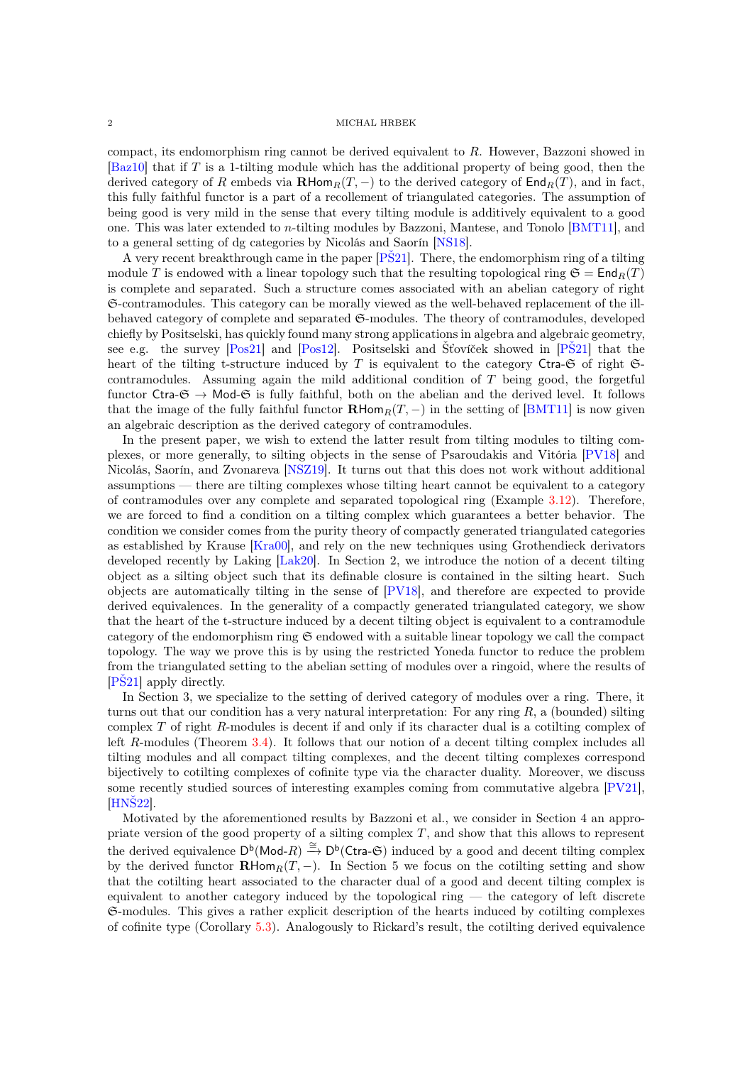compact, its endomorphism ring cannot be derived equivalent to $R$. However, Bazzoni showed in [Baz10] that if $T$ is a 1-tilting module which has the additional property of being good, then the derived category of $R$ embeds via $\mathbf{R}\mathsf{Hom}_R(T,-)$ to the derived category of $\mathsf{End}_R(T)$, and in fact, this fully faithful functor is a part of a recollement of triangulated categories. The assumption of being good is very mild in the sense that every tilting module is additively equivalent to a good one. This was later extended to $n$-tilting modules by Bazzoni, Mantese, and Tonolo [BMT11], and to a general setting of dg categories by Nicolás and Saorín [NS18].

A very recent breakthrough came in the paper [PŠ21]. There, the endomorphism ring of a tilting module $T$ is endowed with a linear topology such that the resulting topological ring $\mathfrak{S} = \mathsf{End}_R(T)$ is complete and separated. Such a structure comes associated with an abelian category of right $\mathfrak{S}$-contramodules. This category can be morally viewed as the well-behaved replacement of the ill-behaved category of complete and separated $\mathfrak{S}$-modules. The theory of contramodules, developed chiefly by Positselski, has quickly found many strong applications in algebra and algebraic geometry, see e.g. the survey [Pos21] and [Pos12]. Positselski and Šťovíček showed in [PŠ21] that the heart of the tilting t-structure induced by $T$ is equivalent to the category $\mathsf{Ctra}\text{-}\mathfrak{S}$ of right $\mathfrak{S}$-contramodules. Assuming again the mild additional condition of $T$ being good, the forgetful functor $\mathsf{Ctra}\text{-}\mathfrak{S} \to \mathsf{Mod}\text{-}\mathfrak{S}$ is fully faithful, both on the abelian and the derived level. It follows that the image of the fully faithful functor $\mathbf{R}\mathsf{Hom}_R(T,-)$ in the setting of [BMT11] is now given an algebraic description as the derived category of contramodules.

In the present paper, we wish to extend the latter result from tilting modules to tilting complexes, or more generally, to silting objects in the sense of Psaroudakis and Vitória [PV18] and Nicolás, Saorín, and Zvonareva [NSZ19]. It turns out that this does not work without additional assumptions — there are tilting complexes whose tilting heart cannot be equivalent to a category of contramodules over any complete and separated topological ring (Example 3.12). Therefore, we are forced to find a condition on a tilting complex which guarantees a better behavior. The condition we consider comes from the purity theory of compactly generated triangulated categories as established by Krause [Kra00], and rely on the new techniques using Grothendieck derivators developed recently by Laking [Lak20]. In Section 2, we introduce the notion of a decent tilting object as a silting object such that its definable closure is contained in the silting heart. Such objects are automatically tilting in the sense of [PV18], and therefore are expected to provide derived equivalences. In the generality of a compactly generated triangulated category, we show that the heart of the t-structure induced by a decent tilting object is equivalent to a contramodule category of the endomorphism ring $\mathfrak{S}$ endowed with a suitable linear topology we call the compact topology. The way we prove this is by using the restricted Yoneda functor to reduce the problem from the triangulated setting to the abelian setting of modules over a ringoid, where the results of [PŠ21] apply directly.

In Section 3, we specialize to the setting of derived category of modules over a ring. There, it turns out that our condition has a very natural interpretation: For any ring $R$, a (bounded) silting complex $T$ of right $R$-modules is decent if and only if its character dual is a cotilting complex of left $R$-modules (Theorem 3.4). It follows that our notion of a decent tilting complex includes all tilting modules and all compact tilting complexes, and the decent tilting complexes correspond bijectively to cotilting complexes of cofinite type via the character duality. Moreover, we discuss some recently studied sources of interesting examples coming from commutative algebra [PV21], [HNŠ22].

Motivated by the aforementioned results by Bazzoni et al., we consider in Section 4 an appropriate version of the good property of a silting complex $T$, and show that this allows to represent the derived equivalence $\mathsf{D}^\mathsf{b}(\mathsf{Mod}\text{-}R) \xrightarrow{\cong} \mathsf{D}^\mathsf{b}(\mathsf{Ctra}\text{-}\mathfrak{S})$ induced by a good and decent tilting complex by the derived functor $\mathbf{R}\mathsf{Hom}_R(T,-)$. In Section 5 we focus on the cotilting setting and show that the cotilting heart associated to the character dual of a good and decent tilting complex is equivalent to another category induced by the topological ring — the category of left discrete $\mathfrak{S}$-modules. This gives a rather explicit description of the hearts induced by cotilting complexes of cofinite type (Corollary 5.3). Analogously to Rickard's result, the cotilting derived equivalence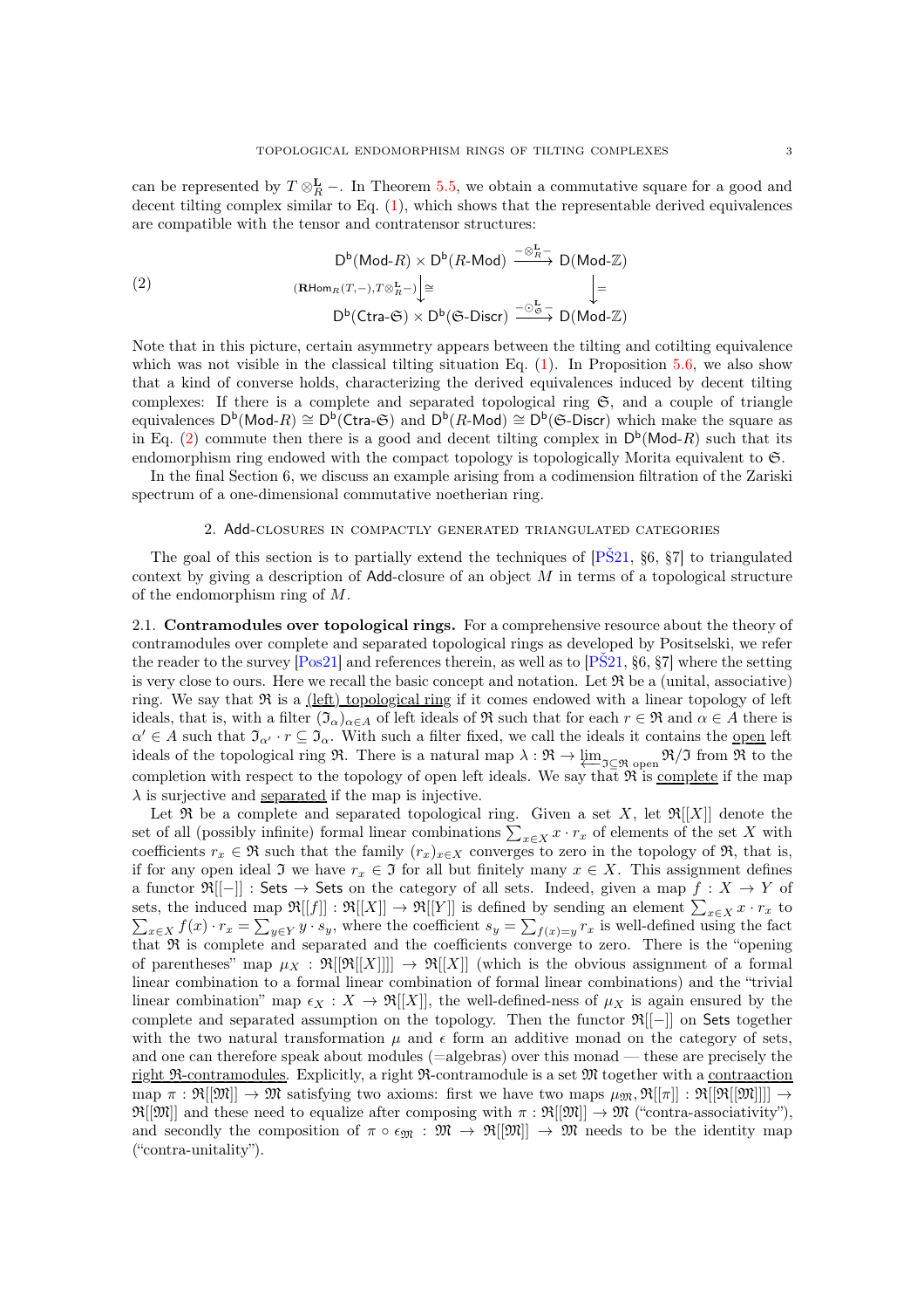can be represented by $T \otimes_R^{\mathbf{L}} -$. In Theorem 5.5, we obtain a commutative square for a good and decent tilting complex similar to Eq. (1), which shows that the representable derived equivalences are compatible with the tensor and contratensor structures:

$$
\begin{array}{ccc}
\mathsf{D^b}(\mathsf{Mod}\text{-}R) \times \mathsf{D^b}(R\text{-}\mathsf{Mod}) & \xrightarrow{-\otimes_R^{\mathbf{L}} -} & \mathsf{D}(\mathsf{Mod}\text{-}\mathbb{Z}) \\
{\scriptstyle (\mathbf{R}\mathrm{Hom}_R(T,-),\, T\otimes_R^{\mathbf{L}}-)}\big\downarrow \cong & & \big\downarrow = \\
\mathsf{D^b}(\mathsf{Ctra}\text{-}\mathfrak{S}) \times \mathsf{D^b}(\mathfrak{S}\text{-}\mathsf{Discr}) & \xrightarrow{-\odot_{\mathfrak{S}}^{\mathbf{L}} -} & \mathsf{D}(\mathsf{Mod}\text{-}\mathbb{Z})
\end{array}
\tag{2}
$$

Note that in this picture, certain asymmetry appears between the tilting and cotilting equivalence which was not visible in the classical tilting situation Eq. (1). In Proposition 5.6, we also show that a kind of converse holds, characterizing the derived equivalences induced by decent tilting complexes: If there is a complete and separated topological ring $\mathfrak{S}$, and a couple of triangle equivalences $\mathsf{D^b}(\mathsf{Mod}\text{-}R) \cong \mathsf{D^b}(\mathsf{Ctra}\text{-}\mathfrak{S})$ and $\mathsf{D^b}(R\text{-}\mathsf{Mod}) \cong \mathsf{D^b}(\mathfrak{S}\text{-}\mathsf{Discr})$ which make the square as in Eq. (2) commute then there is a good and decent tilting complex in $\mathsf{D^b}(\mathsf{Mod}\text{-}R)$ such that its endomorphism ring endowed with the compact topology is topologically Morita equivalent to $\mathfrak{S}$.

In the final Section 6, we discuss an example arising from a codimension filtration of the Zariski spectrum of a one-dimensional commutative noetherian ring.

## 2. Add-closures in compactly generated triangulated categories

The goal of this section is to partially extend the techniques of [PŠ21, §6, §7] to triangulated context by giving a description of Add-closure of an object $M$ in terms of a topological structure of the endomorphism ring of $M$.

**2.1. Contramodules over topological rings.** For a comprehensive resource about the theory of contramodules over complete and separated topological rings as developed by Positselski, we refer the reader to the survey [Pos21] and references therein, as well as to [PŠ21, §6, §7] where the setting is very close to ours. Here we recall the basic concept and notation. Let $\mathfrak{R}$ be a (unital, associative) ring. We say that $\mathfrak{R}$ is a (left) topological ring if it comes endowed with a linear topology of left ideals, that is, with a filter $(\mathfrak{I}_\alpha)_{\alpha \in A}$ of left ideals of $\mathfrak{R}$ such that for each $r \in \mathfrak{R}$ and $\alpha \in A$ there is $\alpha' \in A$ such that $\mathfrak{I}_{\alpha'} \cdot r \subseteq \mathfrak{I}_\alpha$. With such a filter fixed, we call the ideals it contains the open left ideals of the topological ring $\mathfrak{R}$. There is a natural map $\lambda : \mathfrak{R} \to \varprojlim_{\mathfrak{I} \subseteq \mathfrak{R} \text{ open}} \mathfrak{R}/\mathfrak{I}$ from $\mathfrak{R}$ to the completion with respect to the topology of open left ideals. We say that $\mathfrak{R}$ is complete if the map $\lambda$ is surjective and separated if the map is injective.

Let $\mathfrak{R}$ be a complete and separated topological ring. Given a set $X$, let $\mathfrak{R}[[X]]$ denote the set of all (possibly infinite) formal linear combinations $\sum_{x \in X} x \cdot r_x$ of elements of the set $X$ with coefficients $r_x \in \mathfrak{R}$ such that the family $(r_x)_{x \in X}$ converges to zero in the topology of $\mathfrak{R}$, that is, if for any open ideal $\mathfrak{I}$ we have $r_x \in \mathfrak{I}$ for all but finitely many $x \in X$. This assignment defines a functor $\mathfrak{R}[[-]] : \mathsf{Sets} \to \mathsf{Sets}$ on the category of all sets. Indeed, given a map $f : X \to Y$ of sets, the induced map $\mathfrak{R}[[f]] : \mathfrak{R}[[X]] \to \mathfrak{R}[[Y]]$ is defined by sending an element $\sum_{x \in X} x \cdot r_x$ to $\sum_{x \in X} f(x) \cdot r_x = \sum_{y \in Y} y \cdot s_y$, where the coefficient $s_y = \sum_{f(x)=y} r_x$ is well-defined using the fact that $\mathfrak{R}$ is complete and separated and the coefficients converge to zero. There is the "opening of parentheses" map $\mu_X : \mathfrak{R}[[\mathfrak{R}[[X]]]] \to \mathfrak{R}[[X]]$ (which is the obvious assignment of a formal linear combination to a formal linear combination of formal linear combinations) and the "trivial linear combination" map $\epsilon_X : X \to \mathfrak{R}[[X]]$, the well-defined-ness of $\mu_X$ is again ensured by the complete and separated assumption on the topology. Then the functor $\mathfrak{R}[[-]]$ on $\mathsf{Sets}$ together with the two natural transformation $\mu$ and $\epsilon$ form an additive monad on the category of sets, and one can therefore speak about modules (=algebras) over this monad — these are precisely the right $\mathfrak{R}$-contramodules. Explicitly, a right $\mathfrak{R}$-contramodule is a set $\mathfrak{M}$ together with a contraaction map $\pi : \mathfrak{R}[[\mathfrak{M}]] \to \mathfrak{M}$ satisfying two axioms: first we have two maps $\mu_{\mathfrak{M}}, \mathfrak{R}[[\pi]] : \mathfrak{R}[[\mathfrak{R}[[\mathfrak{M}]]]] \to \mathfrak{R}[[\mathfrak{M}]]$ and these need to equalize after composing with $\pi : \mathfrak{R}[[\mathfrak{M}]] \to \mathfrak{M}$ ("contra-associativity"), and secondly the composition of $\pi \circ \epsilon_{\mathfrak{M}} : \mathfrak{M} \to \mathfrak{R}[[\mathfrak{M}]] \to \mathfrak{M}$ needs to be the identity map ("contra-unitality").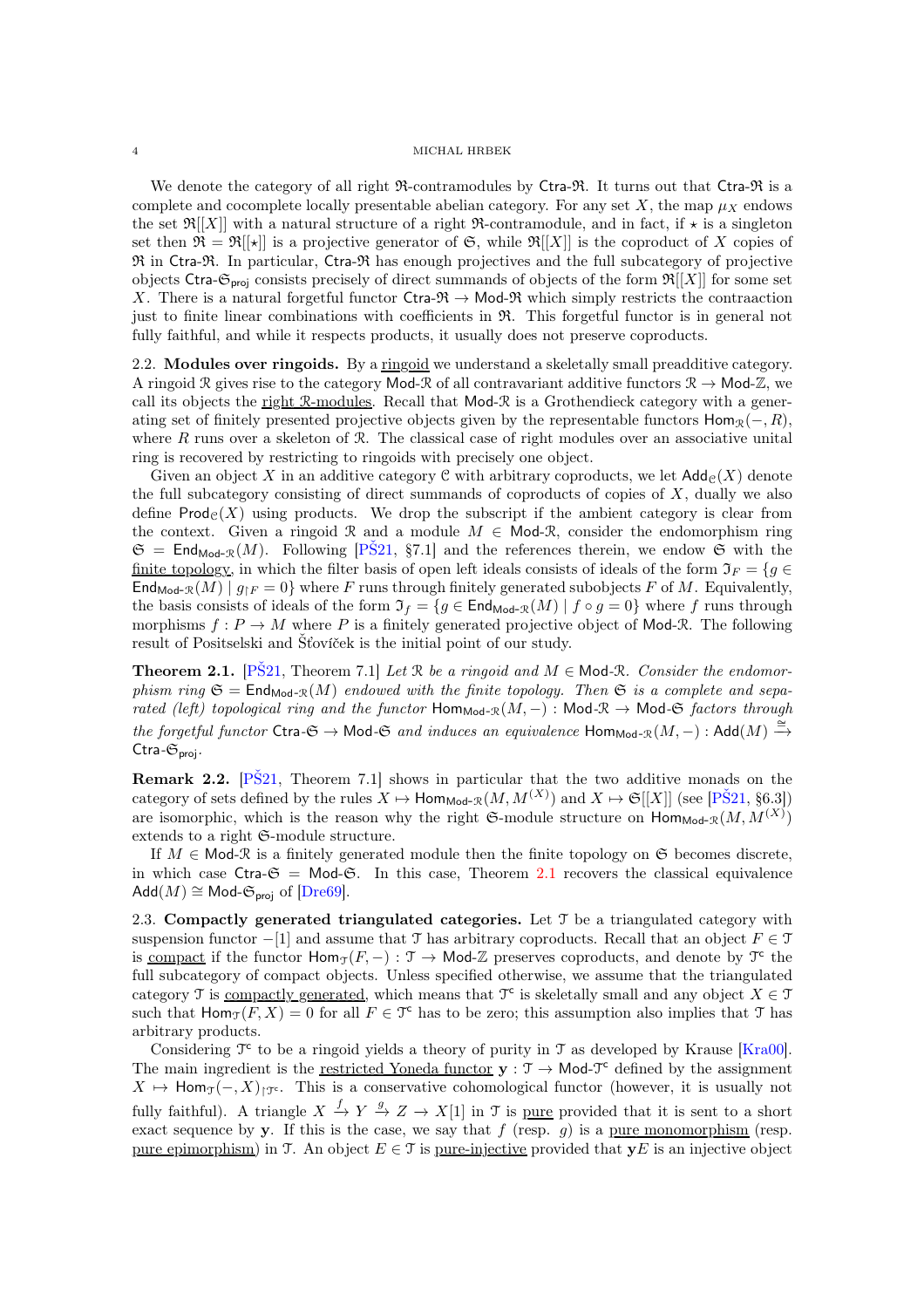We denote the category of all right $\mathfrak{R}$-contramodules by $\mathsf{Ctra}\text{-}\mathfrak{R}$. It turns out that $\mathsf{Ctra}\text{-}\mathfrak{R}$ is a complete and cocomplete locally presentable abelian category. For any set $X$, the map $\mu_X$ endows the set $\mathfrak{R}[[X]]$ with a natural structure of a right $\mathfrak{R}$-contramodule, and in fact, if $\star$ is a singleton set then $\mathfrak{R} = \mathfrak{R}[[\star]]$ is a projective generator of $\mathfrak{S}$, while $\mathfrak{R}[[X]]$ is the coproduct of $X$ copies of $\mathfrak{R}$ in $\mathsf{Ctra}\text{-}\mathfrak{R}$. In particular, $\mathsf{Ctra}\text{-}\mathfrak{R}$ has enough projectives and the full subcategory of projective objects $\mathsf{Ctra}\text{-}\mathfrak{S}_{\mathsf{proj}}$ consists precisely of direct summands of objects of the form $\mathfrak{R}[[X]]$ for some set $X$. There is a natural forgetful functor $\mathsf{Ctra}\text{-}\mathfrak{R} \to \mathsf{Mod}\text{-}\mathfrak{R}$ which simply restricts the contraaction just to finite linear combinations with coefficients in $\mathfrak{R}$. This forgetful functor is in general not fully faithful, and while it respects products, it usually does not preserve coproducts.

## 2.2. Modules over ringoids.

By a ringoid we understand a skeletally small preadditive category. A ringoid $\mathcal{R}$ gives rise to the category $\mathsf{Mod}\text{-}\mathcal{R}$ of all contravariant additive functors $\mathcal{R} \to \mathsf{Mod}\text{-}\mathbb{Z}$, we call its objects the right $\mathcal{R}$-modules. Recall that $\mathsf{Mod}\text{-}\mathcal{R}$ is a Grothendieck category with a generating set of finitely presented projective objects given by the representable functors $\mathsf{Hom}_{\mathcal{R}}(-, R)$, where $R$ runs over a skeleton of $\mathcal{R}$. The classical case of right modules over an associative unital ring is recovered by restricting to ringoids with precisely one object.

Given an object $X$ in an additive category $\mathcal{C}$ with arbitrary coproducts, we let $\mathsf{Add}_{\mathcal{C}}(X)$ denote the full subcategory consisting of direct summands of coproducts of copies of $X$, dually we also define $\mathsf{Prod}_{\mathcal{C}}(X)$ using products. We drop the subscript if the ambient category is clear from the context. Given a ringoid $\mathcal{R}$ and a module $M \in \mathsf{Mod}\text{-}\mathcal{R}$, consider the endomorphism ring $\mathfrak{S} = \mathsf{End}_{\mathsf{Mod}\text{-}\mathcal{R}}(M)$. Following [PŠ21, §7.1] and the references therein, we endow $\mathfrak{S}$ with the finite topology, in which the filter basis of open left ideals consists of ideals of the form $\mathfrak{I}_F = \{g \in \mathsf{End}_{\mathsf{Mod}\text{-}\mathcal{R}}(M) \mid g_{\restriction F} = 0\}$ where $F$ runs through finitely generated subobjects $F$ of $M$. Equivalently, the basis consists of ideals of the form $\mathfrak{I}_f = \{g \in \mathsf{End}_{\mathsf{Mod}\text{-}\mathcal{R}}(M) \mid f \circ g = 0\}$ where $f$ runs through morphisms $f : P \to M$ where $P$ is a finitely generated projective object of $\mathsf{Mod}\text{-}\mathcal{R}$. The following result of Positselski and Šťovíček is the initial point of our study.

**Theorem 2.1.** [PŠ21, Theorem 7.1] *Let $\mathcal{R}$ be a ringoid and $M \in \mathsf{Mod}\text{-}\mathcal{R}$. Consider the endomorphism ring $\mathfrak{S} = \mathsf{End}_{\mathsf{Mod}\text{-}\mathcal{R}}(M)$ endowed with the finite topology. Then $\mathfrak{S}$ is a complete and separated (left) topological ring and the functor $\mathsf{Hom}_{\mathsf{Mod}\text{-}\mathcal{R}}(M, -) : \mathsf{Mod}\text{-}\mathcal{R} \to \mathsf{Mod}\text{-}\mathfrak{S}$ factors through the forgetful functor $\mathsf{Ctra}\text{-}\mathfrak{S} \to \mathsf{Mod}\text{-}\mathfrak{S}$ and induces an equivalence $\mathsf{Hom}_{\mathsf{Mod}\text{-}\mathcal{R}}(M, -) : \mathsf{Add}(M) \xrightarrow{\cong} \mathsf{Ctra}\text{-}\mathfrak{S}_{\mathsf{proj}}$.*

**Remark 2.2.** [PŠ21, Theorem 7.1] shows in particular that the two additive monads on the category of sets defined by the rules $X \mapsto \mathsf{Hom}_{\mathsf{Mod}\text{-}\mathcal{R}}(M, M^{(X)})$ and $X \mapsto \mathfrak{S}[[X]]$ (see [PŠ21, §6.3]) are isomorphic, which is the reason why the right $\mathfrak{S}$-module structure on $\mathsf{Hom}_{\mathsf{Mod}\text{-}\mathcal{R}}(M, M^{(X)})$ extends to a right $\mathfrak{S}$-module structure.

If $M \in \mathsf{Mod}\text{-}\mathcal{R}$ is a finitely generated module then the finite topology on $\mathfrak{S}$ becomes discrete, in which case $\mathsf{Ctra}\text{-}\mathfrak{S} = \mathsf{Mod}\text{-}\mathfrak{S}$. In this case, Theorem 2.1 recovers the classical equivalence $\mathsf{Add}(M) \cong \mathsf{Mod}\text{-}\mathfrak{S}_{\mathsf{proj}}$ of [Dre69].

## 2.3. Compactly generated triangulated categories.

Let $\mathcal{T}$ be a triangulated category with suspension functor $-[1]$ and assume that $\mathcal{T}$ has arbitrary coproducts. Recall that an object $F \in \mathcal{T}$ is compact if the functor $\mathsf{Hom}_{\mathcal{T}}(F, -) : \mathcal{T} \to \mathsf{Mod}\text{-}\mathbb{Z}$ preserves coproducts, and denote by $\mathcal{T}^{\mathsf{c}}$ the full subcategory of compact objects. Unless specified otherwise, we assume that the triangulated category $\mathcal{T}$ is compactly generated, which means that $\mathcal{T}^{\mathsf{c}}$ is skeletally small and any object $X \in \mathcal{T}$ such that $\mathsf{Hom}_{\mathcal{T}}(F, X) = 0$ for all $F \in \mathcal{T}^{\mathsf{c}}$ has to be zero; this assumption also implies that $\mathcal{T}$ has arbitrary products.

Considering $\mathcal{T}^{\mathsf{c}}$ to be a ringoid yields a theory of purity in $\mathcal{T}$ as developed by Krause [Kra00]. The main ingredient is the restricted Yoneda functor $\mathbf{y} : \mathcal{T} \to \mathsf{Mod}\text{-}\mathcal{T}^{\mathsf{c}}$ defined by the assignment $X \mapsto \mathsf{Hom}_{\mathcal{T}}(-, X)_{\restriction \mathcal{T}^{\mathsf{c}}}$. This is a conservative cohomological functor (however, it is usually not fully faithful). A triangle $X \xrightarrow{f} Y \xrightarrow{g} Z \to X[1]$ in $\mathcal{T}$ is pure provided that it is sent to a short exact sequence by $\mathbf{y}$. If this is the case, we say that $f$ (resp. $g$) is a pure monomorphism (resp. pure epimorphism) in $\mathcal{T}$. An object $E \in \mathcal{T}$ is pure-injective provided that $\mathbf{y}E$ is an injective object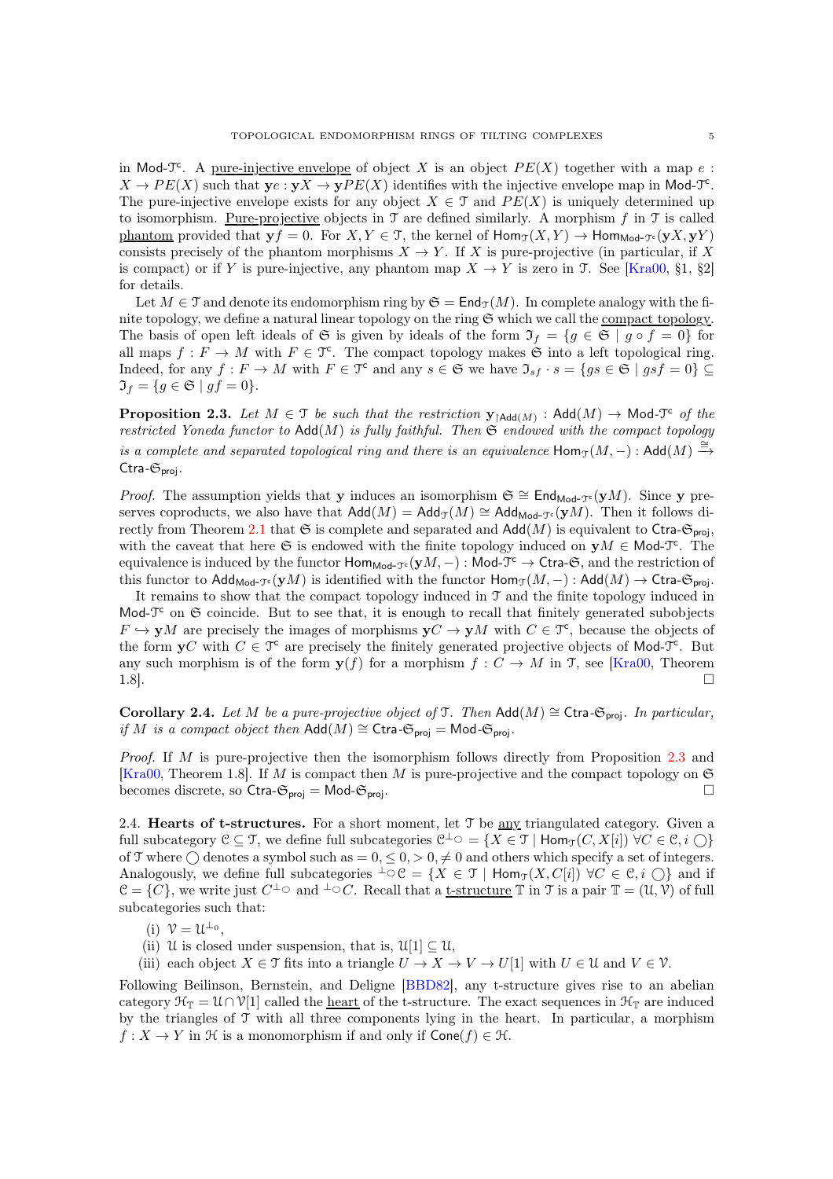in $\mathsf{Mod}\text{-}\mathcal{T}^{\mathsf{c}}$. A pure-injective envelope of object $X$ is an object $PE(X)$ together with a map $e : X \to PE(X)$ such that $\mathbf{y}e : \mathbf{y}X \to \mathbf{y}PE(X)$ identifies with the injective envelope map in $\mathsf{Mod}\text{-}\mathcal{T}^{\mathsf{c}}$. The pure-injective envelope exists for any object $X \in \mathcal{T}$ and $PE(X)$ is uniquely determined up to isomorphism. Pure-projective objects in $\mathcal{T}$ are defined similarly. A morphism $f$ in $\mathcal{T}$ is called phantom provided that $\mathbf{y}f = 0$. For $X, Y \in \mathcal{T}$, the kernel of $\mathrm{Hom}_{\mathcal{T}}(X, Y) \to \mathrm{Hom}_{\mathsf{Mod}\text{-}\mathcal{T}^{\mathsf{c}}}(\mathbf{y}X, \mathbf{y}Y)$ consists precisely of the phantom morphisms $X \to Y$. If $X$ is pure-projective (in particular, if $X$ is compact) or if $Y$ is pure-injective, any phantom map $X \to Y$ is zero in $\mathcal{T}$. See [Kra00, §1, §2] for details.

Let $M \in \mathcal{T}$ and denote its endomorphism ring by $\mathfrak{S} = \mathrm{End}_{\mathcal{T}}(M)$. In complete analogy with the finite topology, we define a natural linear topology on the ring $\mathfrak{S}$ which we call the compact topology. The basis of open left ideals of $\mathfrak{S}$ is given by ideals of the form $\mathfrak{I}_f = \{g \in \mathfrak{S} \mid g \circ f = 0\}$ for all maps $f : F \to M$ with $F \in \mathcal{T}^{\mathsf{c}}$. The compact topology makes $\mathfrak{S}$ into a left topological ring. Indeed, for any $f : F \to M$ with $F \in \mathcal{T}^{\mathsf{c}}$ and any $s \in \mathfrak{S}$ we have $\mathfrak{I}_{sf} \cdot s = \{gs \in \mathfrak{S} \mid gsf = 0\} \subseteq \mathfrak{I}_f = \{g \in \mathfrak{S} \mid gf = 0\}$.

**Proposition 2.3.** *Let $M \in \mathcal{T}$ be such that the restriction $\mathbf{y}_{\restriction \mathsf{Add}(M)} : \mathsf{Add}(M) \to \mathsf{Mod}\text{-}\mathcal{T}^{\mathsf{c}}$ of the restricted Yoneda functor to $\mathsf{Add}(M)$ is fully faithful. Then $\mathfrak{S}$ endowed with the compact topology is a complete and separated topological ring and there is an equivalence $\mathrm{Hom}_{\mathcal{T}}(M, -) : \mathsf{Add}(M) \xrightarrow{\cong} \mathsf{Ctra}\text{-}\mathfrak{S}_{\mathsf{proj}}$.*

*Proof.* The assumption yields that $\mathbf{y}$ induces an isomorphism $\mathfrak{S} \cong \mathrm{End}_{\mathsf{Mod}\text{-}\mathcal{T}^{\mathsf{c}}}(\mathbf{y}M)$. Since $\mathbf{y}$ preserves coproducts, we also have that $\mathsf{Add}(M) = \mathsf{Add}_{\mathcal{T}}(M) \cong \mathsf{Add}_{\mathsf{Mod}\text{-}\mathcal{T}^{\mathsf{c}}}(\mathbf{y}M)$. Then it follows directly from Theorem 2.1 that $\mathfrak{S}$ is complete and separated and $\mathsf{Add}(M)$ is equivalent to $\mathsf{Ctra}\text{-}\mathfrak{S}_{\mathsf{proj}}$, with the caveat that here $\mathfrak{S}$ is endowed with the finite topology induced on $\mathbf{y}M \in \mathsf{Mod}\text{-}\mathcal{T}^{\mathsf{c}}$. The equivalence is induced by the functor $\mathrm{Hom}_{\mathsf{Mod}\text{-}\mathcal{T}^{\mathsf{c}}}(\mathbf{y}M, -) : \mathsf{Mod}\text{-}\mathcal{T}^{\mathsf{c}} \to \mathsf{Ctra}\text{-}\mathfrak{S}$, and the restriction of this functor to $\mathsf{Add}_{\mathsf{Mod}\text{-}\mathcal{T}^{\mathsf{c}}}(\mathbf{y}M)$ is identified with the functor $\mathrm{Hom}_{\mathcal{T}}(M, -) : \mathsf{Add}(M) \to \mathsf{Ctra}\text{-}\mathfrak{S}_{\mathsf{proj}}$.

It remains to show that the compact topology induced in $\mathcal{T}$ and the finite topology induced in $\mathsf{Mod}\text{-}\mathcal{T}^{\mathsf{c}}$ on $\mathfrak{S}$ coincide. But to see that, it is enough to recall that finitely generated subobjects $F \hookrightarrow \mathbf{y}M$ are precisely the images of morphisms $\mathbf{y}C \to \mathbf{y}M$ with $C \in \mathcal{T}^{\mathsf{c}}$, because the objects of the form $\mathbf{y}C$ with $C \in \mathcal{T}^{\mathsf{c}}$ are precisely the finitely generated projective objects of $\mathsf{Mod}\text{-}\mathcal{T}^{\mathsf{c}}$. But any such morphism is of the form $\mathbf{y}(f)$ for a morphism $f : C \to M$ in $\mathcal{T}$, see [Kra00, Theorem 1.8]. $\square$

**Corollary 2.4.** *Let $M$ be a pure-projective object of $\mathcal{T}$. Then $\mathsf{Add}(M) \cong \mathsf{Ctra}\text{-}\mathfrak{S}_{\mathsf{proj}}$. In particular, if $M$ is a compact object then $\mathsf{Add}(M) \cong \mathsf{Ctra}\text{-}\mathfrak{S}_{\mathsf{proj}} = \mathsf{Mod}\text{-}\mathfrak{S}_{\mathsf{proj}}$.*

*Proof.* If $M$ is pure-projective then the isomorphism follows directly from Proposition 2.3 and [Kra00, Theorem 1.8]. If $M$ is compact then $M$ is pure-projective and the compact topology on $\mathfrak{S}$ becomes discrete, so $\mathsf{Ctra}\text{-}\mathfrak{S}_{\mathsf{proj}} = \mathsf{Mod}\text{-}\mathfrak{S}_{\mathsf{proj}}$. $\square$

2.4. **Hearts of t-structures.** For a short moment, let $\mathcal{T}$ be any triangulated category. Given a full subcategory $\mathcal{C} \subseteq \mathcal{T}$, we define full subcategories $\mathcal{C}^{\perp_{\bigcirc}} = \{X \in \mathcal{T} \mid \mathrm{Hom}_{\mathcal{T}}(C, X[i]) \ \forall C \in \mathcal{C}, i \bigcirc\}$ of $\mathcal{T}$ where $\bigcirc$ denotes a symbol such as $= 0, \leq 0, > 0, \neq 0$ and others which specify a set of integers. Analogously, we define full subcategories ${}^{\perp_{\bigcirc}}\mathcal{C} = \{X \in \mathcal{T} \mid \mathrm{Hom}_{\mathcal{T}}(X, C[i]) \ \forall C \in \mathcal{C}, i \bigcirc\}$ and if $\mathcal{C} = \{C\}$, we write just $C^{\perp_{\bigcirc}}$ and ${}^{\perp_{\bigcirc}}C$. Recall that a t-structure $\mathbb{T}$ in $\mathcal{T}$ is a pair $\mathbb{T} = (\mathcal{U}, \mathcal{V})$ of full subcategories such that:

(i) $\mathcal{V} = \mathcal{U}^{\perp_0}$,

(ii) $\mathcal{U}$ is closed under suspension, that is, $\mathcal{U}[1] \subseteq \mathcal{U}$,

(iii) each object $X \in \mathcal{T}$ fits into a triangle $U \to X \to V \to U[1]$ with $U \in \mathcal{U}$ and $V \in \mathcal{V}$.

Following Beilinson, Bernstein, and Deligne [BBD82], any t-structure gives rise to an abelian category $\mathcal{H}_{\mathbb{T}} = \mathcal{U} \cap \mathcal{V}[1]$ called the heart of the t-structure. The exact sequences in $\mathcal{H}_{\mathbb{T}}$ are induced by the triangles of $\mathcal{T}$ with all three components lying in the heart. In particular, a morphism $f : X \to Y$ in $\mathcal{H}$ is a monomorphism if and only if $\mathsf{Cone}(f) \in \mathcal{H}$.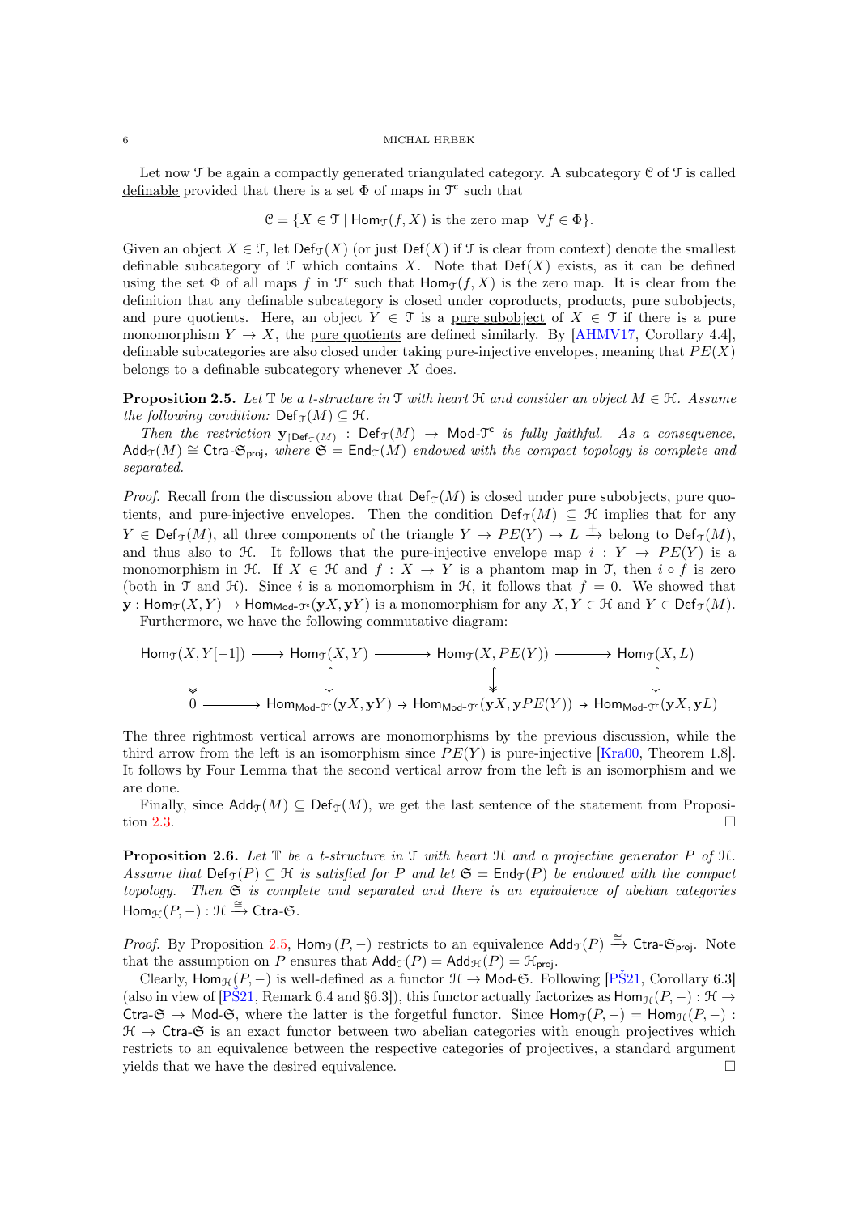Let now $\mathcal{T}$ be again a compactly generated triangulated category. A subcategory $\mathcal{C}$ of $\mathcal{T}$ is called definable provided that there is a set $\Phi$ of maps in $\mathcal{T}^c$ such that

$$\mathcal{C} = \{X \in \mathcal{T} \mid \mathsf{Hom}_{\mathcal{T}}(f, X) \text{ is the zero map } \forall f \in \Phi\}.$$

Given an object $X \in \mathcal{T}$, let $\mathsf{Def}_{\mathcal{T}}(X)$ (or just $\mathsf{Def}(X)$ if $\mathcal{T}$ is clear from context) denote the smallest definable subcategory of $\mathcal{T}$ which contains $X$. Note that $\mathsf{Def}(X)$ exists, as it can be defined using the set $\Phi$ of all maps $f$ in $\mathcal{T}^c$ such that $\mathsf{Hom}_{\mathcal{T}}(f, X)$ is the zero map. It is clear from the definition that any definable subcategory is closed under coproducts, products, pure subobjects, and pure quotients. Here, an object $Y \in \mathcal{T}$ is a pure subobject of $X \in \mathcal{T}$ if there is a pure monomorphism $Y \to X$, the pure quotients are defined similarly. By [AHMV17, Corollary 4.4], definable subcategories are also closed under taking pure-injective envelopes, meaning that $PE(X)$ belongs to a definable subcategory whenever $X$ does.

**Proposition 2.5.** *Let $\mathbb{T}$ be a t-structure in $\mathcal{T}$ with heart $\mathcal{H}$ and consider an object $M \in \mathcal{H}$. Assume the following condition: $\mathsf{Def}_{\mathcal{T}}(M) \subseteq \mathcal{H}$.*

*Then the restriction $\mathbf{y}_{\restriction \mathsf{Def}_{\mathcal{T}}(M)} : \mathsf{Def}_{\mathcal{T}}(M) \to \mathsf{Mod}\text{-}\mathcal{T}^c$ is fully faithful. As a consequence, $\mathsf{Add}_{\mathcal{T}}(M) \cong \mathsf{Ctra}\text{-}\mathfrak{S}_{\mathsf{proj}}$, where $\mathfrak{S} = \mathsf{End}_{\mathcal{T}}(M)$ endowed with the compact topology is complete and separated.*

*Proof.* Recall from the discussion above that $\mathsf{Def}_{\mathcal{T}}(M)$ is closed under pure subobjects, pure quotients, and pure-injective envelopes. Then the condition $\mathsf{Def}_{\mathcal{T}}(M) \subseteq \mathcal{H}$ implies that for any $Y \in \mathsf{Def}_{\mathcal{T}}(M)$, all three components of the triangle $Y \to PE(Y) \to L \xrightarrow{+}$ belong to $\mathsf{Def}_{\mathcal{T}}(M)$, and thus also to $\mathcal{H}$. It follows that the pure-injective envelope map $i : Y \to PE(Y)$ is a monomorphism in $\mathcal{H}$. If $X \in \mathcal{H}$ and $f : X \to Y$ is a phantom map in $\mathcal{T}$, then $i \circ f$ is zero (both in $\mathcal{T}$ and $\mathcal{H}$). Since $i$ is a monomorphism in $\mathcal{H}$, it follows that $f = 0$. We showed that $\mathbf{y} : \mathsf{Hom}_{\mathcal{T}}(X, Y) \to \mathsf{Hom}_{\mathsf{Mod}\text{-}\mathcal{T}^c}(\mathbf{y}X, \mathbf{y}Y)$ is a monomorphism for any $X, Y \in \mathcal{H}$ and $Y \in \mathsf{Def}_{\mathcal{T}}(M)$.

Furthermore, we have the following commutative diagram:

$$\begin{array}{ccccccc}
\mathsf{Hom}_{\mathcal{T}}(X, Y[-1]) & \longrightarrow & \mathsf{Hom}_{\mathcal{T}}(X, Y) & \longrightarrow & \mathsf{Hom}_{\mathcal{T}}(X, PE(Y)) & \longrightarrow & \mathsf{Hom}_{\mathcal{T}}(X, L) \\
\downarrow & & \downarrow & & \downarrow & & \downarrow \\
0 & \longrightarrow & \mathsf{Hom}_{\mathsf{Mod}\text{-}\mathcal{T}^c}(\mathbf{y}X, \mathbf{y}Y) & \to & \mathsf{Hom}_{\mathsf{Mod}\text{-}\mathcal{T}^c}(\mathbf{y}X, \mathbf{y}PE(Y)) & \to & \mathsf{Hom}_{\mathsf{Mod}\text{-}\mathcal{T}^c}(\mathbf{y}X, \mathbf{y}L)
\end{array}$$

The three rightmost vertical arrows are monomorphisms by the previous discussion, while the third arrow from the left is an isomorphism since $PE(Y)$ is pure-injective [Kra00, Theorem 1.8]. It follows by Four Lemma that the second vertical arrow from the left is an isomorphism and we are done.

Finally, since $\mathsf{Add}_{\mathcal{T}}(M) \subseteq \mathsf{Def}_{\mathcal{T}}(M)$, we get the last sentence of the statement from Proposition 2.3. $\square$

**Proposition 2.6.** *Let $\mathbb{T}$ be a t-structure in $\mathcal{T}$ with heart $\mathcal{H}$ and a projective generator $P$ of $\mathcal{H}$. Assume that $\mathsf{Def}_{\mathcal{T}}(P) \subseteq \mathcal{H}$ is satisfied for $P$ and let $\mathfrak{S} = \mathsf{End}_{\mathcal{T}}(P)$ be endowed with the compact topology. Then $\mathfrak{S}$ is complete and separated and there is an equivalence of abelian categories $\mathsf{Hom}_{\mathcal{H}}(P, -) : \mathcal{H} \xrightarrow{\cong} \mathsf{Ctra}\text{-}\mathfrak{S}$.*

*Proof.* By Proposition 2.5, $\mathsf{Hom}_{\mathcal{T}}(P, -)$ restricts to an equivalence $\mathsf{Add}_{\mathcal{T}}(P) \xrightarrow{\cong} \mathsf{Ctra}\text{-}\mathfrak{S}_{\mathsf{proj}}$. Note that the assumption on $P$ ensures that $\mathsf{Add}_{\mathcal{T}}(P) = \mathsf{Add}_{\mathcal{H}}(P) = \mathcal{H}_{\mathsf{proj}}$.

Clearly, $\mathsf{Hom}_{\mathcal{H}}(P, -)$ is well-defined as a functor $\mathcal{H} \to \mathsf{Mod}\text{-}\mathfrak{S}$. Following [PŠ21, Corollary 6.3] (also in view of [PŠ21, Remark 6.4 and §6.3]), this functor actually factorizes as $\mathsf{Hom}_{\mathcal{H}}(P, -) : \mathcal{H} \to \mathsf{Ctra}\text{-}\mathfrak{S} \to \mathsf{Mod}\text{-}\mathfrak{S}$, where the latter is the forgetful functor. Since $\mathsf{Hom}_{\mathcal{T}}(P, -) = \mathsf{Hom}_{\mathcal{H}}(P, -) : \mathcal{H} \to \mathsf{Ctra}\text{-}\mathfrak{S}$ is an exact functor between two abelian categories with enough projectives which restricts to an equivalence between the respective categories of projectives, a standard argument yields that we have the desired equivalence. $\square$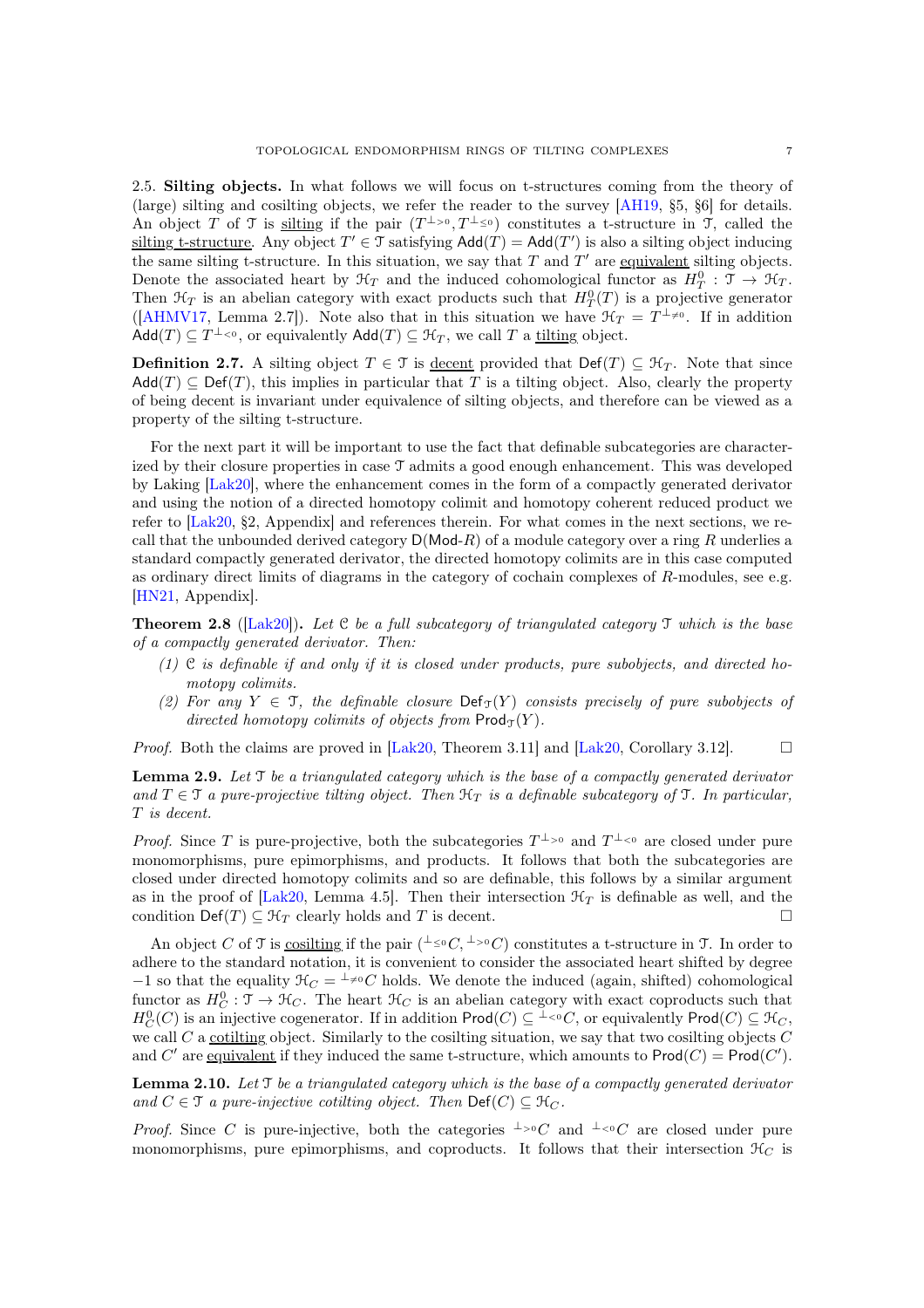2.5. **Silting objects.** In what follows we will focus on t-structures coming from the theory of (large) silting and cosilting objects, we refer the reader to the survey [AH19, §5, §6] for details. An object $T$ of $\mathcal{T}$ is silting if the pair $(T^{\perp_{>0}}, T^{\perp_{\leq 0}})$ constitutes a t-structure in $\mathcal{T}$, called the silting t-structure. Any object $T' \in \mathcal{T}$ satisfying $\mathsf{Add}(T) = \mathsf{Add}(T')$ is also a silting object inducing the same silting t-structure. In this situation, we say that $T$ and $T'$ are equivalent silting objects. Denote the associated heart by $\mathcal{H}_T$ and the induced cohomological functor as $H^0_T : \mathcal{T} \to \mathcal{H}_T$. Then $\mathcal{H}_T$ is an abelian category with exact products such that $H^0_T(T)$ is a projective generator ([AHMV17, Lemma 2.7]). Note also that in this situation we have $\mathcal{H}_T = T^{\perp_{\neq 0}}$. If in addition $\mathsf{Add}(T) \subseteq T^{\perp_{<0}}$, or equivalently $\mathsf{Add}(T) \subseteq \mathcal{H}_T$, we call $T$ a tilting object.

**Definition 2.7.** A silting object $T \in \mathcal{T}$ is decent provided that $\mathsf{Def}(T) \subseteq \mathcal{H}_T$. Note that since $\mathsf{Add}(T) \subseteq \mathsf{Def}(T)$, this implies in particular that $T$ is a tilting object. Also, clearly the property of being decent is invariant under equivalence of silting objects, and therefore can be viewed as a property of the silting t-structure.

For the next part it will be important to use the fact that definable subcategories are characterized by their closure properties in case $\mathcal{T}$ admits a good enough enhancement. This was developed by Laking [Lak20], where the enhancement comes in the form of a compactly generated derivator and using the notion of a directed homotopy colimit and homotopy coherent reduced product we refer to [Lak20, §2, Appendix] and references therein. For what comes in the next sections, we recall that the unbounded derived category $\mathsf{D}(\mathsf{Mod}\text{-}R)$ of a module category over a ring $R$ underlies a standard compactly generated derivator, the directed homotopy colimits are in this case computed as ordinary direct limits of diagrams in the category of cochain complexes of $R$-modules, see e.g. [HN21, Appendix].

**Theorem 2.8** ([Lak20])**.** *Let $\mathcal{C}$ be a full subcategory of triangulated category $\mathcal{T}$ which is the base of a compactly generated derivator. Then:*

*(1) $\mathcal{C}$ is definable if and only if it is closed under products, pure subobjects, and directed homotopy colimits.*

*(2) For any $Y \in \mathcal{T}$, the definable closure $\mathsf{Def}_{\mathcal{T}}(Y)$ consists precisely of pure subobjects of directed homotopy colimits of objects from $\mathsf{Prod}_{\mathcal{T}}(Y)$.*

*Proof.* Both the claims are proved in [Lak20, Theorem 3.11] and [Lak20, Corollary 3.12]. □

**Lemma 2.9.** *Let $\mathcal{T}$ be a triangulated category which is the base of a compactly generated derivator and $T \in \mathcal{T}$ a pure-projective tilting object. Then $\mathcal{H}_T$ is a definable subcategory of $\mathcal{T}$. In particular, $T$ is decent.*

*Proof.* Since $T$ is pure-projective, both the subcategories $T^{\perp_{>0}}$ and $T^{\perp_{<0}}$ are closed under pure monomorphisms, pure epimorphisms, and products. It follows that both the subcategories are closed under directed homotopy colimits and so are definable, this follows by a similar argument as in the proof of [Lak20, Lemma 4.5]. Then their intersection $\mathcal{H}_T$ is definable as well, and the condition $\mathsf{Def}(T) \subseteq \mathcal{H}_T$ clearly holds and $T$ is decent. □

An object $C$ of $\mathcal{T}$ is cosilting if the pair $({}^{\perp_{\leq 0}}C, {}^{\perp_{>0}}C)$ constitutes a t-structure in $\mathcal{T}$. In order to adhere to the standard notation, it is convenient to consider the associated heart shifted by degree $-1$ so that the equality $\mathcal{H}_C = {}^{\perp_{\neq 0}}C$ holds. We denote the induced (again, shifted) cohomological functor as $H^0_C : \mathcal{T} \to \mathcal{H}_C$. The heart $\mathcal{H}_C$ is an abelian category with exact coproducts such that $H^0_C(C)$ is an injective cogenerator. If in addition $\mathsf{Prod}(C) \subseteq {}^{\perp_{<0}}C$, or equivalently $\mathsf{Prod}(C) \subseteq \mathcal{H}_C$, we call $C$ a cotilting object. Similarly to the cosilting situation, we say that two cosilting objects $C$ and $C'$ are equivalent if they induced the same t-structure, which amounts to $\mathsf{Prod}(C) = \mathsf{Prod}(C')$.

**Lemma 2.10.** *Let $\mathcal{T}$ be a triangulated category which is the base of a compactly generated derivator and $C \in \mathcal{T}$ a pure-injective cotilting object. Then $\mathsf{Def}(C) \subseteq \mathcal{H}_C$.*

*Proof.* Since $C$ is pure-injective, both the categories ${}^{\perp_{>0}}C$ and ${}^{\perp_{<0}}C$ are closed under pure monomorphisms, pure epimorphisms, and coproducts. It follows that their intersection $\mathcal{H}_C$ is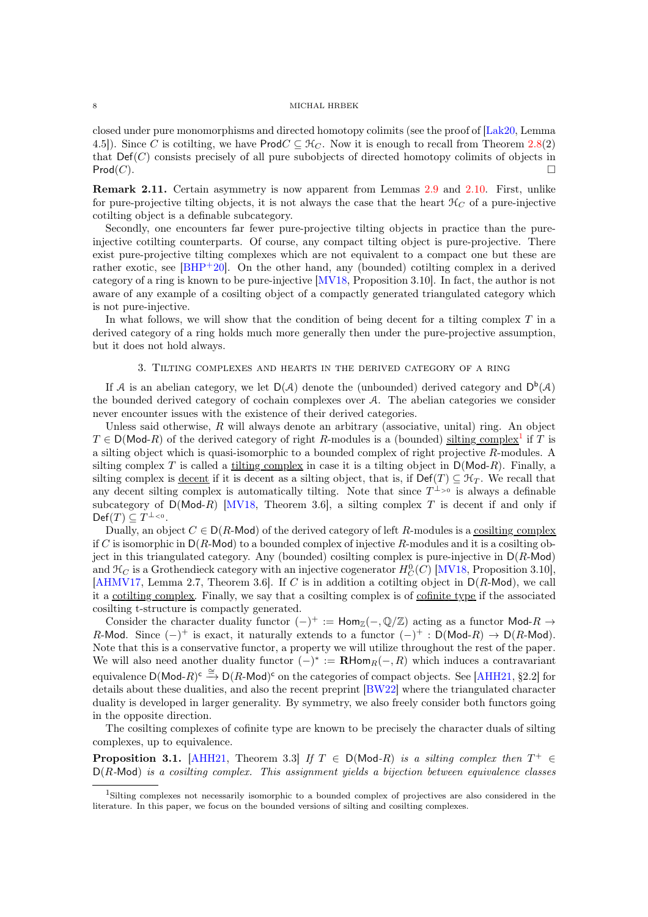closed under pure monomorphisms and directed homotopy colimits (see the proof of [Lak20, Lemma 4.5]). Since $C$ is cotilting, we have $\mathsf{Prod} C \subseteq \mathcal{H}_C$. Now it is enough to recall from Theorem 2.8(2) that $\mathsf{Def}(C)$ consists precisely of all pure subobjects of directed homotopy colimits of objects in $\mathsf{Prod}(C)$. □

**Remark 2.11.** Certain asymmetry is now apparent from Lemmas 2.9 and 2.10. First, unlike for pure-projective tilting objects, it is not always the case that the heart $\mathcal{H}_C$ of a pure-injective cotilting object is a definable subcategory.

Secondly, one encounters far fewer pure-projective tilting objects in practice than the pure-injective cotilting counterparts. Of course, any compact tilting object is pure-projective. There exist pure-projective tilting complexes which are not equivalent to a compact one but these are rather exotic, see [BHP+20]. On the other hand, any (bounded) cotilting complex in a derived category of a ring is known to be pure-injective [MV18, Proposition 3.10]. In fact, the author is not aware of any example of a cosilting object of a compactly generated triangulated category which is not pure-injective.

In what follows, we will show that the condition of being decent for a tilting complex $T$ in a derived category of a ring holds much more generally then under the pure-projective assumption, but it does not hold always.

## 3. Tilting complexes and hearts in the derived category of a ring

If $\mathcal{A}$ is an abelian category, we let $\mathsf{D}(\mathcal{A})$ denote the (unbounded) derived category and $\mathsf{D}^{\mathsf{b}}(\mathcal{A})$ the bounded derived category of cochain complexes over $\mathcal{A}$. The abelian categories we consider never encounter issues with the existence of their derived categories.

Unless said otherwise, $R$ will always denote an arbitrary (associative, unital) ring. An object $T \in \mathsf{D}(\mathsf{Mod}\text{-}R)$ of the derived category of right $R$-modules is a (bounded) silting complex[1] if $T$ is a silting object which is quasi-isomorphic to a bounded complex of right projective $R$-modules. A silting complex $T$ is called a tilting complex in case it is a tilting object in $\mathsf{D}(\mathsf{Mod}\text{-}R)$. Finally, a silting complex is decent if it is decent as a silting object, that is, if $\mathsf{Def}(T) \subseteq \mathcal{H}_T$. We recall that any decent silting complex is automatically tilting. Note that since $T^{\perp_{>0}}$ is always a definable subcategory of $\mathsf{D}(\mathsf{Mod}\text{-}R)$ [MV18, Theorem 3.6], a silting complex $T$ is decent if and only if $\mathsf{Def}(T) \subseteq T^{\perp_{<0}}$.

Dually, an object $C \in \mathsf{D}(R\text{-}\mathsf{Mod})$ of the derived category of left $R$-modules is a cosilting complex if $C$ is isomorphic in $\mathsf{D}(R\text{-}\mathsf{Mod})$ to a bounded complex of injective $R$-modules and it is a cosilting object in this triangulated category. Any (bounded) cosilting complex is pure-injective in $\mathsf{D}(R\text{-}\mathsf{Mod})$ and $\mathcal{H}_C$ is a Grothendieck category with an injective cogenerator $H^0_C(C)$ [MV18, Proposition 3.10], [AHMV17, Lemma 2.7, Theorem 3.6]. If $C$ is in addition a cotilting object in $\mathsf{D}(R\text{-}\mathsf{Mod})$, we call it a cotilting complex. Finally, we say that a cosilting complex is of cofinite type if the associated cosilting t-structure is compactly generated.

Consider the character duality functor $(-)^+ := \mathsf{Hom}_{\mathbb{Z}}(-, \mathbb{Q}/\mathbb{Z})$ acting as a functor $\mathsf{Mod}\text{-}R \to R\text{-}\mathsf{Mod}$. Since $(-)^+$ is exact, it naturally extends to a functor $(-)^+ : \mathsf{D}(\mathsf{Mod}\text{-}R) \to \mathsf{D}(R\text{-}\mathsf{Mod})$. Note that this is a conservative functor, a property we will utilize throughout the rest of the paper. We will also need another duality functor $(-)^* := \mathbf{R}\mathsf{Hom}_R(-, R)$ which induces a contravariant equivalence $\mathsf{D}(\mathsf{Mod}\text{-}R)^{\mathsf{c}} \xrightarrow{\cong} \mathsf{D}(R\text{-}\mathsf{Mod})^{\mathsf{c}}$ on the categories of compact objects. See [AHH21, §2.2] for details about these dualities, and also the recent preprint [BW22] where the triangulated character duality is developed in larger generality. By symmetry, we also freely consider both functors going in the opposite direction.

The cosilting complexes of cofinite type are known to be precisely the character duals of silting complexes, up to equivalence.

**Proposition 3.1.** [AHH21, Theorem 3.3] *If $T \in \mathsf{D}(\mathsf{Mod}\text{-}R)$ is a silting complex then $T^+ \in \mathsf{D}(R\text{-}\mathsf{Mod})$ is a cosilting complex. This assignment yields a bijection between equivalence classes*

[1] Silting complexes not necessarily isomorphic to a bounded complex of projectives are also considered in the literature. In this paper, we focus on the bounded versions of silting and cosilting complexes.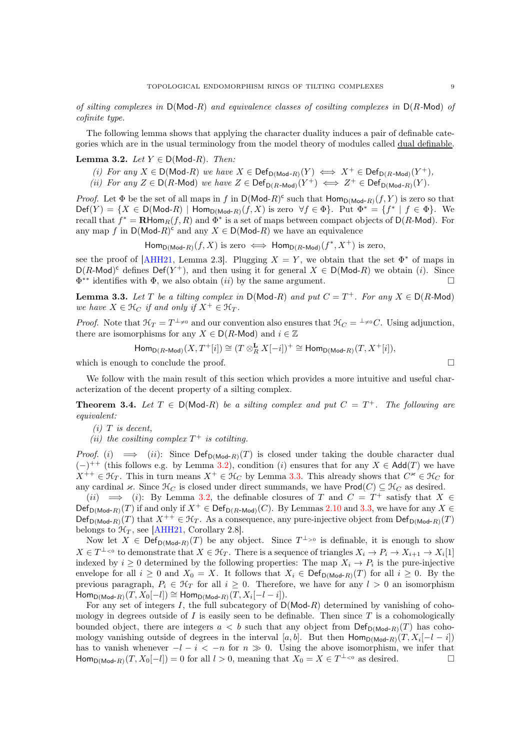*of silting complexes in* $\mathsf{D}(\mathsf{Mod}\text{-}R)$ *and equivalence classes of cosilting complexes in* $\mathsf{D}(R\text{-}\mathsf{Mod})$ *of cofinite type.*

The following lemma shows that applying the character duality induces a pair of definable categories which are in the usual terminology from the model theory of modules called <u>dual definable</u>.

**Lemma 3.2.** *Let* $Y \in \mathsf{D}(\mathsf{Mod}\text{-}R)$*. Then:*

*(i) For any* $X \in \mathsf{D}(\mathsf{Mod}\text{-}R)$ *we have* $X \in \mathsf{Def}_{\mathsf{D}(\mathsf{Mod}\text{-}R)}(Y) \iff X^+ \in \mathsf{Def}_{\mathsf{D}(R\text{-}\mathsf{Mod})}(Y^+)$*,*

*(ii) For any* $Z \in \mathsf{D}(R\text{-}\mathsf{Mod})$ *we have* $Z \in \mathsf{Def}_{\mathsf{D}(R\text{-}\mathsf{Mod})}(Y^+) \iff Z^+ \in \mathsf{Def}_{\mathsf{D}(\mathsf{Mod}\text{-}R)}(Y)$*.*

*Proof.* Let $\Phi$ be the set of all maps in $f$ in $\mathsf{D}(\mathsf{Mod}\text{-}R)^{\mathsf{c}}$ such that $\mathsf{Hom}_{\mathsf{D}(\mathsf{Mod}\text{-}R)}(f, Y)$ is zero so that $\mathsf{Def}(Y) = \{X \in \mathsf{D}(\mathsf{Mod}\text{-}R) \mid \mathsf{Hom}_{\mathsf{D}(\mathsf{Mod}\text{-}R)}(f, X) \text{ is zero } \forall f \in \Phi\}$. Put $\Phi^* = \{f^* \mid f \in \Phi\}$. We recall that $f^* = \mathbf{R}\mathsf{Hom}_R(f, R)$ and $\Phi^*$ is a set of maps between compact objects of $\mathsf{D}(R\text{-}\mathsf{Mod})$. For any map $f$ in $\mathsf{D}(\mathsf{Mod}\text{-}R)^{\mathsf{c}}$ and any $X \in \mathsf{D}(\mathsf{Mod}\text{-}R)$ we have an equivalence

$$\mathsf{Hom}_{\mathsf{D}(\mathsf{Mod}\text{-}R)}(f, X) \text{ is zero } \iff \mathsf{Hom}_{\mathsf{D}(R\text{-}\mathsf{Mod})}(f^*, X^+) \text{ is zero,}$$

see the proof of [AHH21, Lemma 2.3]. Plugging $X = Y$, we obtain that the set $\Phi^*$ of maps in $\mathsf{D}(R\text{-}\mathsf{Mod})^{\mathsf{c}}$ defines $\mathsf{Def}(Y^+)$, and then using it for general $X \in \mathsf{D}(\mathsf{Mod}\text{-}R)$ we obtain $(i)$. Since $\Phi^{**}$ identifies with $\Phi$, we also obtain $(ii)$ by the same argument. $\square$

**Lemma 3.3.** *Let* $T$ *be a tilting complex in* $\mathsf{D}(\mathsf{Mod}\text{-}R)$ *and put* $C = T^+$*. For any* $X \in \mathsf{D}(R\text{-}\mathsf{Mod})$ *we have* $X \in \mathcal{H}_C$ *if and only if* $X^+ \in \mathcal{H}_T$*.*

*Proof.* Note that $\mathcal{H}_T = T^{\perp_{\neq 0}}$ and our convention also ensures that $\mathcal{H}_C = {}^{\perp_{\neq 0}}C$. Using adjunction, there are isomorphisms for any $X \in \mathsf{D}(R\text{-}\mathsf{Mod})$ and $i \in \mathbb{Z}$

$$\mathsf{Hom}_{\mathsf{D}(R\text{-}\mathsf{Mod})}(X, T^+[i]) \cong (T \otimes_R^{\mathbf{L}} X[-i])^+ \cong \mathsf{Hom}_{\mathsf{D}(\mathsf{Mod}\text{-}R)}(T, X^+[i]),$$

which is enough to conclude the proof. $\square$

We follow with the main result of this section which provides a more intuitive and useful characterization of the decent property of a silting complex.

**Theorem 3.4.** *Let* $T \in \mathsf{D}(\mathsf{Mod}\text{-}R)$ *be a silting complex and put* $C = T^+$*. The following are equivalent:*

*(i)* $T$ *is decent,*

*(ii) the cosilting complex* $T^+$ *is cotilting.*

*Proof.* $(i) \implies (ii)$: Since $\mathsf{Def}_{\mathsf{D}(\mathsf{Mod}\text{-}R)}(T)$ is closed under taking the double character dual $(-)^{++}$ (this follows e.g. by Lemma 3.2), condition $(i)$ ensures that for any $X \in \mathsf{Add}(T)$ we have $X^{++} \in \mathcal{H}_T$. This in turn means $X^+ \in \mathcal{H}_C$ by Lemma 3.3. This already shows that $C^\varkappa \in \mathcal{H}_C$ for any cardinal $\varkappa$. Since $\mathcal{H}_C$ is closed under direct summands, we have $\mathsf{Prod}(C) \subseteq \mathcal{H}_C$ as desired.

$(ii) \implies (i)$: By Lemma 3.2, the definable closures of $T$ and $C = T^+$ satisfy that $X \in \mathsf{Def}_{\mathsf{D}(\mathsf{Mod}\text{-}R)}(T)$ if and only if $X^+ \in \mathsf{Def}_{\mathsf{D}(R\text{-}\mathsf{Mod})}(C)$. By Lemmas 2.10 and 3.3, we have for any $X \in \mathsf{Def}_{\mathsf{D}(\mathsf{Mod}\text{-}R)}(T)$ that $X^{++} \in \mathcal{H}_T$. As a consequence, any pure-injective object from $\mathsf{Def}_{\mathsf{D}(\mathsf{Mod}\text{-}R)}(T)$ belongs to $\mathcal{H}_T$, see [AHH21, Corollary 2.8].

Now let $X \in \mathsf{Def}_{\mathsf{D}(\mathsf{Mod}\text{-}R)}(T)$ be any object. Since $T^{\perp_{>0}}$ is definable, it is enough to show $X \in T^{\perp_{<0}}$ to demonstrate that $X \in \mathcal{H}_T$. There is a sequence of triangles $X_i \to P_i \to X_{i+1} \to X_i[1]$ indexed by $i \geq 0$ determined by the following properties: The map $X_i \to P_i$ is the pure-injective envelope for all $i \geq 0$ and $X_0 = X$. It follows that $X_i \in \mathsf{Def}_{\mathsf{D}(\mathsf{Mod}\text{-}R)}(T)$ for all $i \geq 0$. By the previous paragraph, $P_i \in \mathcal{H}_T$ for all $i \geq 0$. Therefore, we have for any $l > 0$ an isomorphism $\mathsf{Hom}_{\mathsf{D}(\mathsf{Mod}\text{-}R)}(T, X_0[-l]) \cong \mathsf{Hom}_{\mathsf{D}(\mathsf{Mod}\text{-}R)}(T, X_i[-l-i])$.

For any set of integers $I$, the full subcategory of $\mathsf{D}(\mathsf{Mod}\text{-}R)$ determined by vanishing of cohomology in degrees outside of $I$ is easily seen to be definable. Then since $T$ is a cohomologically bounded object, there are integers $a < b$ such that any object from $\mathsf{Def}_{\mathsf{D}(\mathsf{Mod}\text{-}R)}(T)$ has cohomology vanishing outside of degrees in the interval $[a, b]$. But then $\mathsf{Hom}_{\mathsf{D}(\mathsf{Mod}\text{-}R)}(T, X_i[-l-i])$ has to vanish whenever $-l - i < -n$ for $n \gg 0$. Using the above isomorphism, we infer that $\mathsf{Hom}_{\mathsf{D}(\mathsf{Mod}\text{-}R)}(T, X_0[-l]) = 0$ for all $l > 0$, meaning that $X_0 = X \in T^{\perp_{<0}}$ as desired. $\square$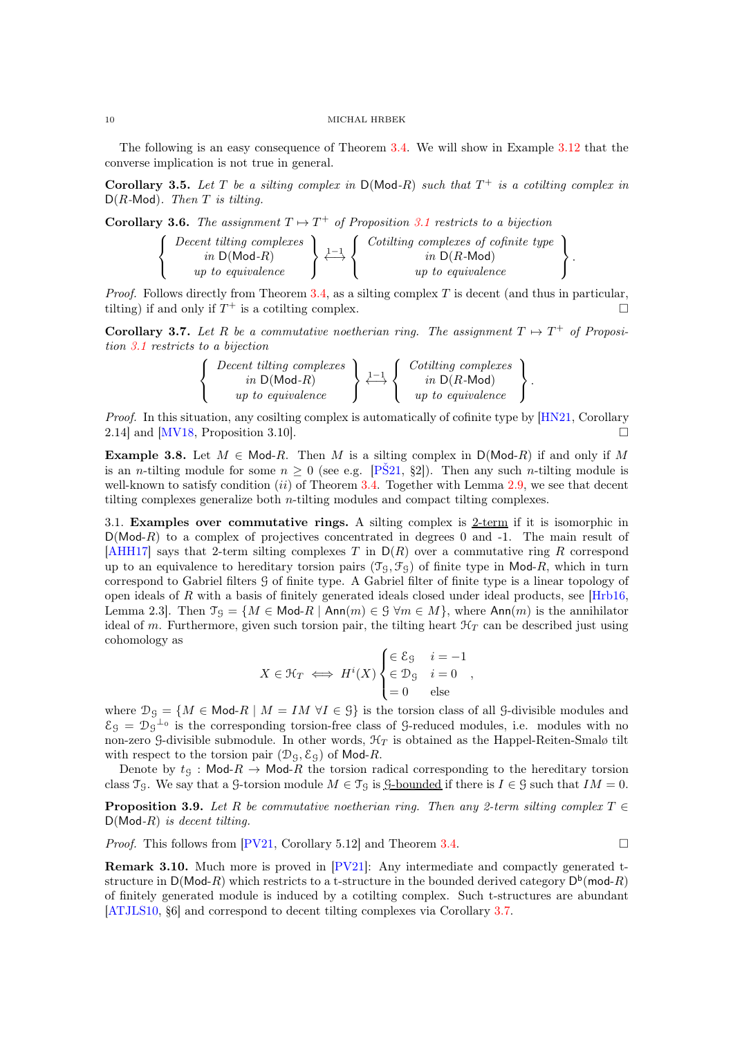The following is an easy consequence of Theorem 3.4. We will show in Example 3.12 that the converse implication is not true in general.

**Corollary 3.5.** *Let $T$ be a silting complex in $\mathsf{D}(\mathsf{Mod}\text{-}R)$ such that $T^+$ is a cotilting complex in $\mathsf{D}(R\text{-}\mathsf{Mod})$. Then $T$ is tilting.*

**Corollary 3.6.** *The assignment $T \mapsto T^+$ of Proposition 3.1 restricts to a bijection*

$$\left\{ \begin{array}{c} \textit{Decent tilting complexes} \\ \textit{in } \mathsf{D}(\mathsf{Mod}\text{-}R) \\ \textit{up to equivalence} \end{array} \right\} \overset{1-1}{\longleftrightarrow} \left\{ \begin{array}{c} \textit{Cotilting complexes of cofinite type} \\ \textit{in } \mathsf{D}(R\text{-}\mathsf{Mod}) \\ \textit{up to equivalence} \end{array} \right\}.$$

*Proof.* Follows directly from Theorem 3.4, as a silting complex $T$ is decent (and thus in particular, tilting) if and only if $T^+$ is a cotilting complex. □

**Corollary 3.7.** *Let $R$ be a commutative noetherian ring. The assignment $T \mapsto T^+$ of Proposition 3.1 restricts to a bijection*

$$\left\{ \begin{array}{c} \textit{Decent tilting complexes} \\ \textit{in } \mathsf{D}(\mathsf{Mod}\text{-}R) \\ \textit{up to equivalence} \end{array} \right\} \overset{1-1}{\longleftrightarrow} \left\{ \begin{array}{c} \textit{Cotilting complexes} \\ \textit{in } \mathsf{D}(R\text{-}\mathsf{Mod}) \\ \textit{up to equivalence} \end{array} \right\}.$$

*Proof.* In this situation, any cosilting complex is automatically of cofinite type by [HN21, Corollary 2.14] and [MV18, Proposition 3.10]. □

**Example 3.8.** Let $M \in \mathsf{Mod}\text{-}R$. Then $M$ is a silting complex in $\mathsf{D}(\mathsf{Mod}\text{-}R)$ if and only if $M$ is an $n$-tilting module for some $n \geq 0$ (see e.g. [PŠ21, §2]). Then any such $n$-tilting module is well-known to satisfy condition $(ii)$ of Theorem 3.4. Together with Lemma 2.9, we see that decent tilting complexes generalize both $n$-tilting modules and compact tilting complexes.

3.1. **Examples over commutative rings.** A silting complex is <u>2-term</u> if it is isomorphic in $\mathsf{D}(\mathsf{Mod}\text{-}R)$ to a complex of projectives concentrated in degrees 0 and -1. The main result of [AHH17] says that 2-term silting complexes $T$ in $\mathsf{D}(R)$ over a commutative ring $R$ correspond up to an equivalence to hereditary torsion pairs $(\mathcal{T}_\mathcal{G}, \mathcal{F}_\mathcal{G})$ of finite type in $\mathsf{Mod}\text{-}R$, which in turn correspond to Gabriel filters $\mathcal{G}$ of finite type. A Gabriel filter of finite type is a linear topology of open ideals of $R$ with a basis of finitely generated ideals closed under ideal products, see [Hrb16, Lemma 2.3]. Then $\mathcal{T}_\mathcal{G} = \{M \in \mathsf{Mod}\text{-}R \mid \mathsf{Ann}(m) \in \mathcal{G} \ \forall m \in M\}$, where $\mathsf{Ann}(m)$ is the annihilator ideal of $m$. Furthermore, given such torsion pair, the tilting heart $\mathcal{H}_T$ can be described just using cohomology as

$$X \in \mathcal{H}_T \iff H^i(X) \begin{cases} \in \mathcal{E}_\mathcal{G} & i = -1 \\ \in \mathcal{D}_\mathcal{G} & i = 0 \\ = 0 & \text{else} \end{cases},$$

where $\mathcal{D}_\mathcal{G} = \{M \in \mathsf{Mod}\text{-}R \mid M = IM \ \forall I \in \mathcal{G}\}$ is the torsion class of all $\mathcal{G}$-divisible modules and $\mathcal{E}_\mathcal{G} = \mathcal{D}_\mathcal{G}{}^{\perp_0}$ is the corresponding torsion-free class of $\mathcal{G}$-reduced modules, i.e. modules with no non-zero $\mathcal{G}$-divisible submodule. In other words, $\mathcal{H}_T$ is obtained as the Happel-Reiten-Smalø tilt with respect to the torsion pair $(\mathcal{D}_\mathcal{G}, \mathcal{E}_\mathcal{G})$ of $\mathsf{Mod}\text{-}R$.

Denote by $t_\mathcal{G} : \mathsf{Mod}\text{-}R \to \mathsf{Mod}\text{-}R$ the torsion radical corresponding to the hereditary torsion class $\mathcal{T}_\mathcal{G}$. We say that a $\mathcal{G}$-torsion module $M \in \mathcal{T}_\mathcal{G}$ is <u>$\mathcal{G}$-bounded</u> if there is $I \in \mathcal{G}$ such that $IM = 0$.

**Proposition 3.9.** *Let $R$ be commutative noetherian ring. Then any 2-term silting complex $T \in \mathsf{D}(\mathsf{Mod}\text{-}R)$ is decent tilting.*

*Proof.* This follows from [PV21, Corollary 5.12] and Theorem 3.4. □

**Remark 3.10.** Much more is proved in [PV21]: Any intermediate and compactly generated t-structure in $\mathsf{D}(\mathsf{Mod}\text{-}R)$ which restricts to a t-structure in the bounded derived category $\mathsf{D}^\mathsf{b}(\mathsf{mod}\text{-}R)$ of finitely generated module is induced by a cotilting complex. Such t-structures are abundant [ATJLS10, §6] and correspond to decent tilting complexes via Corollary 3.7.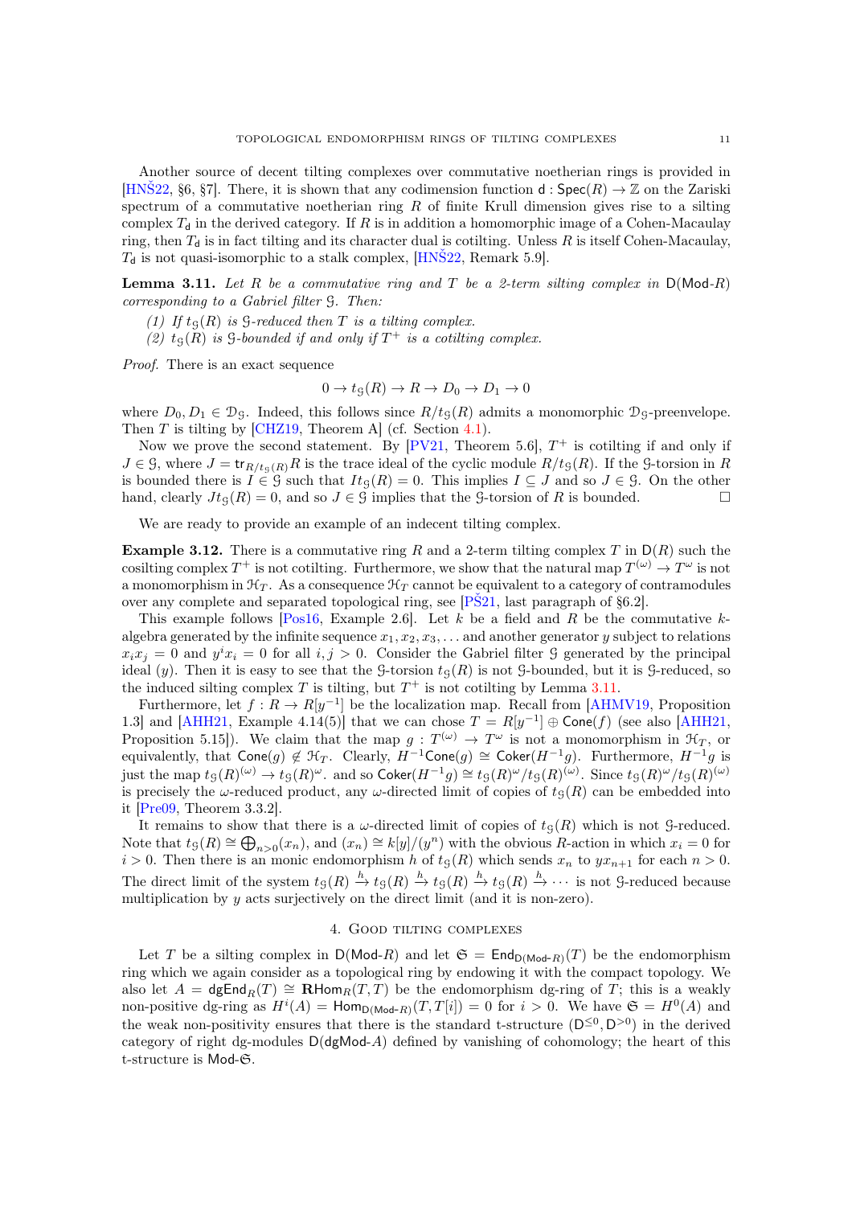Another source of decent tilting complexes over commutative noetherian rings is provided in [HNŠ22, §6, §7]. There, it is shown that any codimension function $\mathsf{d} : \mathsf{Spec}(R) \to \mathbb{Z}$ on the Zariski spectrum of a commutative noetherian ring $R$ of finite Krull dimension gives rise to a silting complex $T_\mathsf{d}$ in the derived category. If $R$ is in addition a homomorphic image of a Cohen-Macaulay ring, then $T_\mathsf{d}$ is in fact tilting and its character dual is cotilting. Unless $R$ is itself Cohen-Macaulay, $T_\mathsf{d}$ is not quasi-isomorphic to a stalk complex, [HNŠ22, Remark 5.9].

**Lemma 3.11.** *Let $R$ be a commutative ring and $T$ be a 2-term silting complex in $\mathsf{D}(\mathsf{Mod}\text{-}R)$ corresponding to a Gabriel filter $\mathcal{G}$. Then:*

*(1) If $t_\mathcal{G}(R)$ is $\mathcal{G}$-reduced then $T$ is a tilting complex.*
*(2) $t_\mathcal{G}(R)$ is $\mathcal{G}$-bounded if and only if $T^+$ is a cotilting complex.*

*Proof.* There is an exact sequence

$$0 \to t_\mathcal{G}(R) \to R \to D_0 \to D_1 \to 0$$

where $D_0, D_1 \in \mathcal{D}_\mathcal{G}$. Indeed, this follows since $R/t_\mathcal{G}(R)$ admits a monomorphic $\mathcal{D}_\mathcal{G}$-preenvelope. Then $T$ is tilting by [CHZ19, Theorem A] (cf. Section 4.1).

Now we prove the second statement. By [PV21, Theorem 5.6], $T^+$ is cotilting if and only if $J \in \mathcal{G}$, where $J = \mathsf{tr}_{R/t_\mathcal{G}(R)} R$ is the trace ideal of the cyclic module $R/t_\mathcal{G}(R)$. If the $\mathcal{G}$-torsion in $R$ is bounded there is $I \in \mathcal{G}$ such that $It_\mathcal{G}(R) = 0$. This implies $I \subseteq J$ and so $J \in \mathcal{G}$. On the other hand, clearly $Jt_\mathcal{G}(R) = 0$, and so $J \in \mathcal{G}$ implies that the $\mathcal{G}$-torsion of $R$ is bounded. $\square$

We are ready to provide an example of an indecent tilting complex.

**Example 3.12.** There is a commutative ring $R$ and a 2-term tilting complex $T$ in $\mathsf{D}(R)$ such the cosilting complex $T^+$ is not cotilting. Furthermore, we show that the natural map $T^{(\omega)} \to T^\omega$ is not a monomorphism in $\mathcal{H}_T$. As a consequence $\mathcal{H}_T$ cannot be equivalent to a category of contramodules over any complete and separated topological ring, see [PŠ21, last paragraph of §6.2].

This example follows [Pos16, Example 2.6]. Let $k$ be a field and $R$ be the commutative $k$-algebra generated by the infinite sequence $x_1, x_2, x_3, \ldots$ and another generator $y$ subject to relations $x_i x_j = 0$ and $y^i x_i = 0$ for all $i, j > 0$. Consider the Gabriel filter $\mathcal{G}$ generated by the principal ideal $(y)$. Then it is easy to see that the $\mathcal{G}$-torsion $t_\mathcal{G}(R)$ is not $\mathcal{G}$-bounded, but it is $\mathcal{G}$-reduced, so the induced silting complex $T$ is tilting, but $T^+$ is not cotilting by Lemma 3.11.

Furthermore, let $f : R \to R[y^{-1}]$ be the localization map. Recall from [AHMV19, Proposition 1.3] and [AHH21, Example 4.14(5)] that we can chose $T = R[y^{-1}] \oplus \mathsf{Cone}(f)$ (see also [AHH21, Proposition 5.15]). We claim that the map $g : T^{(\omega)} \to T^\omega$ is not a monomorphism in $\mathcal{H}_T$, or equivalently, that $\mathsf{Cone}(g) \notin \mathcal{H}_T$. Clearly, $H^{-1}\mathsf{Cone}(g) \cong \mathsf{Coker}(H^{-1}g)$. Furthermore, $H^{-1}g$ is just the map $t_\mathcal{G}(R)^{(\omega)} \to t_\mathcal{G}(R)^\omega$. and so $\mathsf{Coker}(H^{-1}g) \cong t_\mathcal{G}(R)^\omega / t_\mathcal{G}(R)^{(\omega)}$. Since $t_\mathcal{G}(R)^\omega / t_\mathcal{G}(R)^{(\omega)}$ is precisely the $\omega$-reduced product, any $\omega$-directed limit of copies of $t_\mathcal{G}(R)$ can be embedded into it [Pre09, Theorem 3.3.2].

It remains to show that there is a $\omega$-directed limit of copies of $t_\mathcal{G}(R)$ which is not $\mathcal{G}$-reduced. Note that $t_\mathcal{G}(R) \cong \bigoplus_{n>0}(x_n)$, and $(x_n) \cong k[y]/(y^n)$ with the obvious $R$-action in which $x_i = 0$ for $i > 0$. Then there is an monic endomorphism $h$ of $t_\mathcal{G}(R)$ which sends $x_n$ to $yx_{n+1}$ for each $n > 0$. The direct limit of the system $t_\mathcal{G}(R) \xrightarrow{h} t_\mathcal{G}(R) \xrightarrow{h} t_\mathcal{G}(R) \xrightarrow{h} t_\mathcal{G}(R) \xrightarrow{h} \cdots$ is not $\mathcal{G}$-reduced because multiplication by $y$ acts surjectively on the direct limit (and it is non-zero).

## 4. Good tilting complexes

Let $T$ be a silting complex in $\mathsf{D}(\mathsf{Mod}\text{-}R)$ and let $\mathfrak{S} = \mathsf{End}_{\mathsf{D}(\mathsf{Mod}\text{-}R)}(T)$ be the endomorphism ring which we again consider as a topological ring by endowing it with the compact topology. We also let $A = \mathsf{dgEnd}_R(T) \cong \mathbf{R}\mathsf{Hom}_R(T,T)$ be the endomorphism dg-ring of $T$; this is a weakly non-positive dg-ring as $H^i(A) = \mathsf{Hom}_{\mathsf{D}(\mathsf{Mod}\text{-}R)}(T, T[i]) = 0$ for $i > 0$. We have $\mathfrak{S} = H^0(A)$ and the weak non-positivity ensures that there is the standard t-structure $(\mathsf{D}^{\leq 0}, \mathsf{D}^{>0})$ in the derived category of right dg-modules $\mathsf{D}(\mathsf{dgMod}\text{-}A)$ defined by vanishing of cohomology; the heart of this t-structure is $\mathsf{Mod}\text{-}\mathfrak{S}$.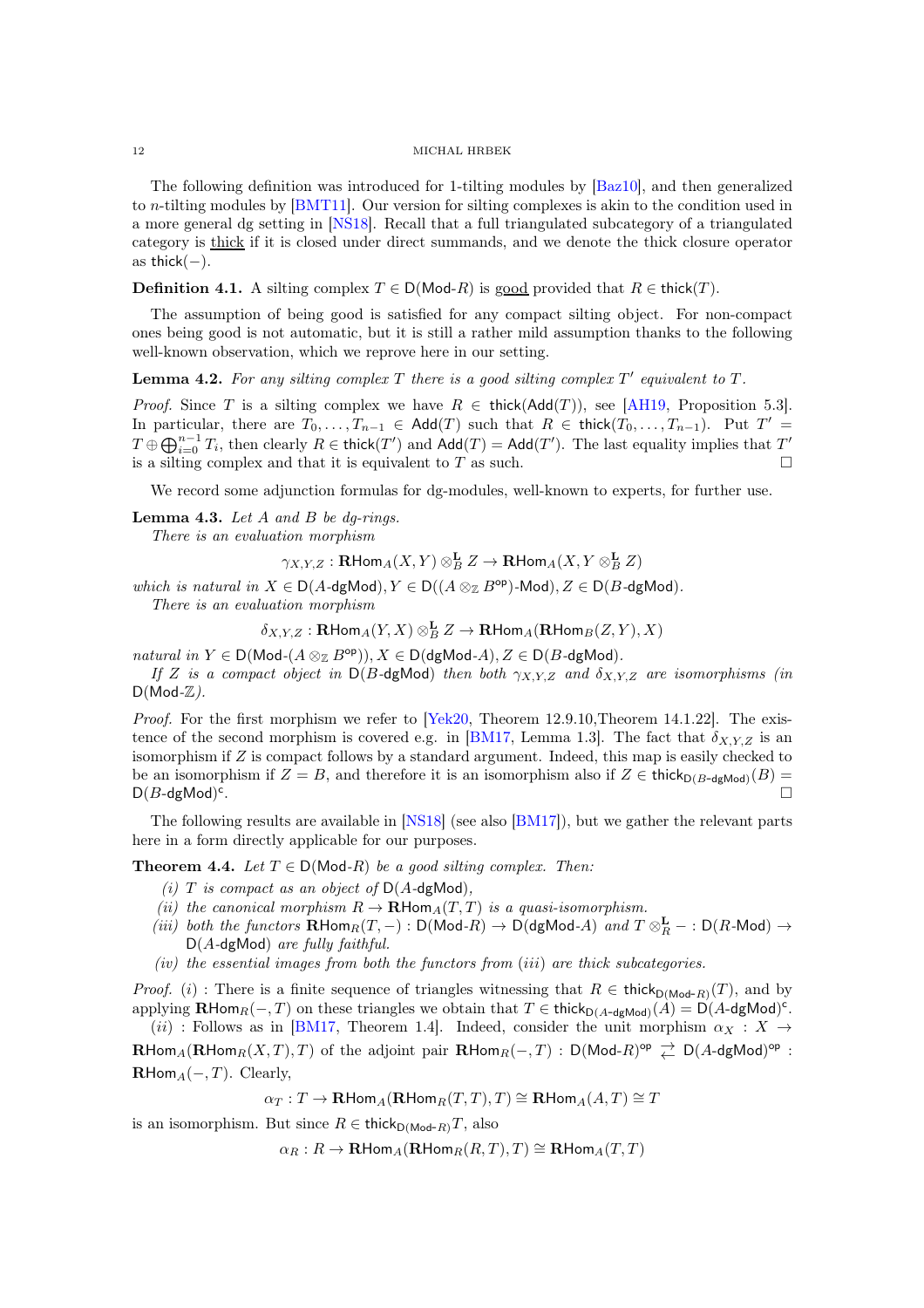The following definition was introduced for 1-tilting modules by [Baz10], and then generalized to $n$-tilting modules by [BMT11]. Our version for silting complexes is akin to the condition used in a more general dg setting in [NS18]. Recall that a full triangulated subcategory of a triangulated category is <u>thick</u> if it is closed under direct summands, and we denote the thick closure operator as $\mathsf{thick}(-)$.

**Definition 4.1.** A silting complex $T \in \mathsf{D}(\mathsf{Mod}\text{-}R)$ is <u>good</u> provided that $R \in \mathsf{thick}(T)$.

The assumption of being good is satisfied for any compact silting object. For non-compact ones being good is not automatic, but it is still a rather mild assumption thanks to the following well-known observation, which we reprove here in our setting.

**Lemma 4.2.** *For any silting complex $T$ there is a good silting complex $T'$ equivalent to $T$.*

*Proof.* Since $T$ is a silting complex we have $R \in \mathsf{thick}(\mathsf{Add}(T))$, see [AH19, Proposition 5.3]. In particular, there are $T_0, \ldots, T_{n-1} \in \mathsf{Add}(T)$ such that $R \in \mathsf{thick}(T_0, \ldots, T_{n-1})$. Put $T' = T \oplus \bigoplus_{i=0}^{n-1} T_i$, then clearly $R \in \mathsf{thick}(T')$ and $\mathsf{Add}(T) = \mathsf{Add}(T')$. The last equality implies that $T'$ is a silting complex and that it is equivalent to $T$ as such. $\square$

We record some adjunction formulas for dg-modules, well-known to experts, for further use.

**Lemma 4.3.** *Let $A$ and $B$ be dg-rings.*

*There is an evaluation morphism*

$$\gamma_{X,Y,Z} : \mathbf{R}\mathsf{Hom}_A(X, Y) \otimes_B^{\mathbf{L}} Z \to \mathbf{R}\mathsf{Hom}_A(X, Y \otimes_B^{\mathbf{L}} Z)$$

*which is natural in $X \in \mathsf{D}(A\text{-}\mathsf{dgMod}), Y \in \mathsf{D}((A \otimes_{\mathbb{Z}} B^{\mathsf{op}})\text{-}\mathsf{Mod}), Z \in \mathsf{D}(B\text{-}\mathsf{dgMod})$.*

*There is an evaluation morphism*

$$\delta_{X,Y,Z} : \mathbf{R}\mathsf{Hom}_A(Y, X) \otimes_B^{\mathbf{L}} Z \to \mathbf{R}\mathsf{Hom}_A(\mathbf{R}\mathsf{Hom}_B(Z, Y), X)$$

*natural in $Y \in \mathsf{D}(\mathsf{Mod}\text{-}(A \otimes_{\mathbb{Z}} B^{\mathsf{op}})), X \in \mathsf{D}(\mathsf{dgMod}\text{-}A), Z \in \mathsf{D}(B\text{-}\mathsf{dgMod})$.*

*If $Z$ is a compact object in $\mathsf{D}(B\text{-}\mathsf{dgMod})$ then both $\gamma_{X,Y,Z}$ and $\delta_{X,Y,Z}$ are isomorphisms (in $\mathsf{D}(\mathsf{Mod}\text{-}\mathbb{Z})$.*

*Proof.* For the first morphism we refer to [Yek20, Theorem 12.9.10,Theorem 14.1.22]. The existence of the second morphism is covered e.g. in [BM17, Lemma 1.3]. The fact that $\delta_{X,Y,Z}$ is an isomorphism if $Z$ is compact follows by a standard argument. Indeed, this map is easily checked to be an isomorphism if $Z = B$, and therefore it is an isomorphism also if $Z \in \mathsf{thick}_{\mathsf{D}(B\text{-}\mathsf{dgMod})}(B) = \mathsf{D}(B\text{-}\mathsf{dgMod})^{\mathsf{c}}$. $\square$

The following results are available in [NS18] (see also [BM17]), but we gather the relevant parts here in a form directly applicable for our purposes.

**Theorem 4.4.** *Let $T \in \mathsf{D}(\mathsf{Mod}\text{-}R)$ be a good silting complex. Then:*

*(i) $T$ is compact as an object of $\mathsf{D}(A\text{-}\mathsf{dgMod})$,*

*(ii) the canonical morphism $R \to \mathbf{R}\mathsf{Hom}_A(T, T)$ is a quasi-isomorphism.*

*(iii) both the functors $\mathbf{R}\mathsf{Hom}_R(T, -) : \mathsf{D}(\mathsf{Mod}\text{-}R) \to \mathsf{D}(\mathsf{dgMod}\text{-}A)$ and $T \otimes_R^{\mathbf{L}} - : \mathsf{D}(R\text{-}\mathsf{Mod}) \to \mathsf{D}(A\text{-}\mathsf{dgMod})$ are fully faithful.*

*(iv) the essential images from both the functors from (iii) are thick subcategories.*

*Proof.* $(i)$ : There is a finite sequence of triangles witnessing that $R \in \mathsf{thick}_{\mathsf{D}(\mathsf{Mod}\text{-}R)}(T)$, and by applying $\mathbf{R}\mathsf{Hom}_R(-, T)$ on these triangles we obtain that $T \in \mathsf{thick}_{\mathsf{D}(A\text{-}\mathsf{dgMod})}(A) = \mathsf{D}(A\text{-}\mathsf{dgMod})^{\mathsf{c}}$.

$(ii)$ : Follows as in [BM17, Theorem 1.4]. Indeed, consider the unit morphism $\alpha_X : X \to \mathbf{R}\mathsf{Hom}_A(\mathbf{R}\mathsf{Hom}_R(X, T), T)$ of the adjoint pair $\mathbf{R}\mathsf{Hom}_R(-, T) : \mathsf{D}(\mathsf{Mod}\text{-}R)^{\mathsf{op}} \rightleftarrows \mathsf{D}(A\text{-}\mathsf{dgMod})^{\mathsf{op}} : \mathbf{R}\mathsf{Hom}_A(-, T)$. Clearly,

$$\alpha_T : T \to \mathbf{R}\mathsf{Hom}_A(\mathbf{R}\mathsf{Hom}_R(T, T), T) \cong \mathbf{R}\mathsf{Hom}_A(A, T) \cong T$$

is an isomorphism. But since $R \in \mathsf{thick}_{\mathsf{D}(\mathsf{Mod}\text{-}R)} T$, also

$$\alpha_R : R \to \mathbf{R}\mathsf{Hom}_A(\mathbf{R}\mathsf{Hom}_R(R, T), T) \cong \mathbf{R}\mathsf{Hom}_A(T, T)$$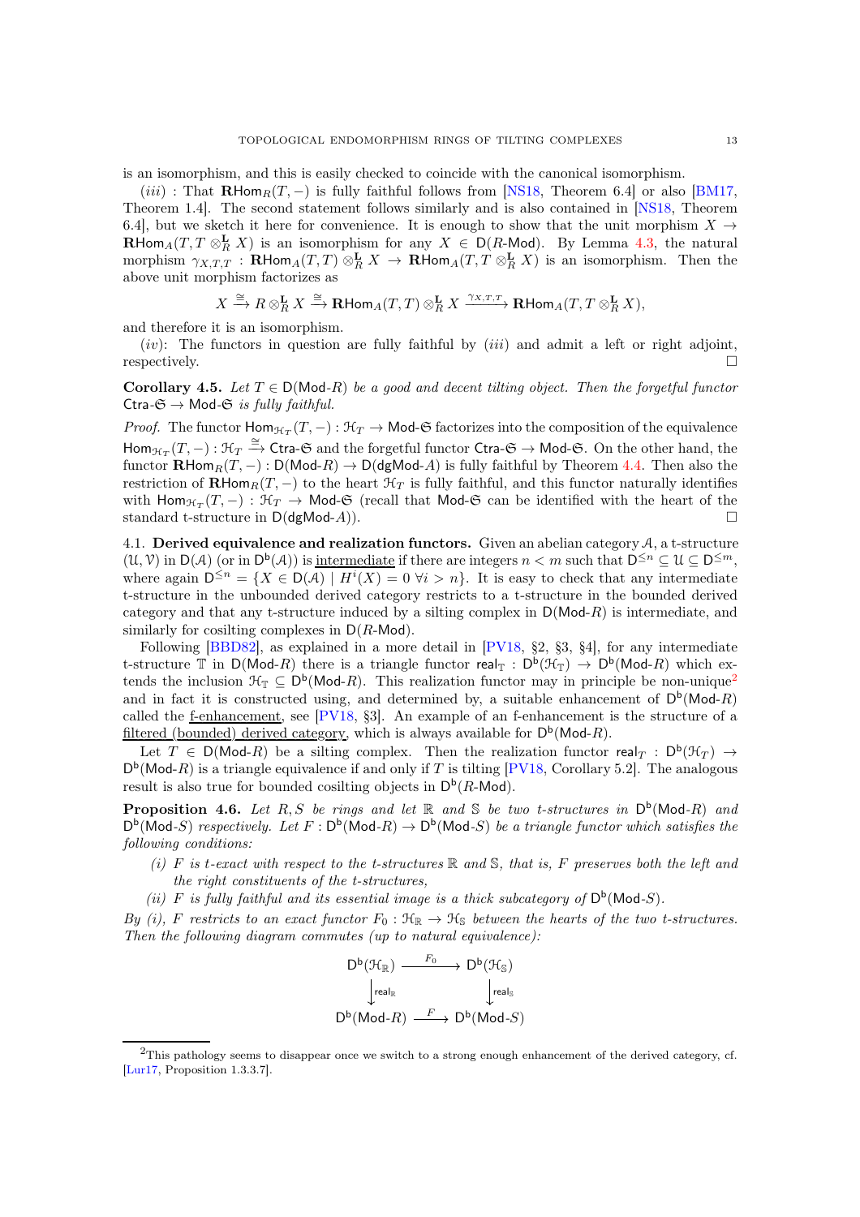is an isomorphism, and this is easily checked to coincide with the canonical isomorphism.

$(iii)$ : That $\mathbf{R}\mathsf{Hom}_R(T,-)$ is fully faithful follows from [NS18, Theorem 6.4] or also [BM17, Theorem 1.4]. The second statement follows similarly and is also contained in [NS18, Theorem 6.4], but we sketch it here for convenience. It is enough to show that the unit morphism $X \to \mathbf{R}\mathsf{Hom}_A(T, T \otimes^{\mathbf{L}}_R X)$ is an isomorphism for any $X \in \mathsf{D}(R\text{-}\mathsf{Mod})$. By Lemma 4.3, the natural morphism $\gamma_{X,T,T} : \mathbf{R}\mathsf{Hom}_A(T,T) \otimes^{\mathbf{L}}_R X \to \mathbf{R}\mathsf{Hom}_A(T, T \otimes^{\mathbf{L}}_R X)$ is an isomorphism. Then the above unit morphism factorizes as

$$X \xrightarrow{\cong} R \otimes^{\mathbf{L}}_R X \xrightarrow{\cong} \mathbf{R}\mathsf{Hom}_A(T,T) \otimes^{\mathbf{L}}_R X \xrightarrow{\gamma_{X,T,T}} \mathbf{R}\mathsf{Hom}_A(T, T \otimes^{\mathbf{L}}_R X),$$

and therefore it is an isomorphism.

$(iv)$: The functors in question are fully faithful by $(iii)$ and admit a left or right adjoint, respectively. □

**Corollary 4.5.** *Let $T \in \mathsf{D}(\mathsf{Mod}\text{-}R)$ be a good and decent tilting object. Then the forgetful functor $\mathsf{Ctra}\text{-}\mathfrak{S} \to \mathsf{Mod}\text{-}\mathfrak{S}$ is fully faithful.*

*Proof.* The functor $\mathsf{Hom}_{\mathcal{H}_T}(T,-) : \mathcal{H}_T \to \mathsf{Mod}\text{-}\mathfrak{S}$ factorizes into the composition of the equivalence $\mathsf{Hom}_{\mathcal{H}_T}(T,-) : \mathcal{H}_T \xrightarrow{\cong} \mathsf{Ctra}\text{-}\mathfrak{S}$ and the forgetful functor $\mathsf{Ctra}\text{-}\mathfrak{S} \to \mathsf{Mod}\text{-}\mathfrak{S}$. On the other hand, the functor $\mathbf{R}\mathsf{Hom}_R(T,-) : \mathsf{D}(\mathsf{Mod}\text{-}R) \to \mathsf{D}(\mathsf{dgMod}\text{-}A)$ is fully faithful by Theorem 4.4. Then also the restriction of $\mathbf{R}\mathsf{Hom}_R(T,-)$ to the heart $\mathcal{H}_T$ is fully faithful, and this functor naturally identifies with $\mathsf{Hom}_{\mathcal{H}_T}(T,-) : \mathcal{H}_T \to \mathsf{Mod}\text{-}\mathfrak{S}$ (recall that $\mathsf{Mod}\text{-}\mathfrak{S}$ can be identified with the heart of the standard t-structure in $\mathsf{D}(\mathsf{dgMod}\text{-}A)$). □

## 4.1. Derived equivalence and realization functors.

Given an abelian category $\mathcal{A}$, a t-structure $(\mathcal{U},\mathcal{V})$ in $\mathsf{D}(\mathcal{A})$ (or in $\mathsf{D}^{\mathsf{b}}(\mathcal{A})$) is intermediate if there are integers $n < m$ such that $\mathsf{D}^{\leq n} \subseteq \mathcal{U} \subseteq \mathsf{D}^{\leq m}$, where again $\mathsf{D}^{\leq n} = \{X \in \mathsf{D}(\mathcal{A}) \mid H^i(X) = 0 \ \forall i > n\}$. It is easy to check that any intermediate t-structure in the unbounded derived category restricts to a t-structure in the bounded derived category and that any t-structure induced by a silting complex in $\mathsf{D}(\mathsf{Mod}\text{-}R)$ is intermediate, and similarly for cosilting complexes in $\mathsf{D}(R\text{-}\mathsf{Mod})$.

Following [BBD82], as explained in a more detail in [PV18, §2, §3, §4], for any intermediate t-structure $\mathbb{T}$ in $\mathsf{D}(\mathsf{Mod}\text{-}R)$ there is a triangle functor $\mathsf{real}_{\mathbb{T}} : \mathsf{D}^{\mathsf{b}}(\mathcal{H}_{\mathbb{T}}) \to \mathsf{D}^{\mathsf{b}}(\mathsf{Mod}\text{-}R)$ which extends the inclusion $\mathcal{H}_{\mathbb{T}} \subseteq \mathsf{D}^{\mathsf{b}}(\mathsf{Mod}\text{-}R)$. This realization functor may in principle be non-unique[2] and in fact it is constructed using, and determined by, a suitable enhancement of $\mathsf{D}^{\mathsf{b}}(\mathsf{Mod}\text{-}R)$ called the f-enhancement, see [PV18, §3]. An example of an f-enhancement is the structure of a filtered (bounded) derived category, which is always available for $\mathsf{D}^{\mathsf{b}}(\mathsf{Mod}\text{-}R)$.

Let $T \in \mathsf{D}(\mathsf{Mod}\text{-}R)$ be a silting complex. Then the realization functor $\mathsf{real}_T : \mathsf{D}^{\mathsf{b}}(\mathcal{H}_T) \to \mathsf{D}^{\mathsf{b}}(\mathsf{Mod}\text{-}R)$ is a triangle equivalence if and only if $T$ is tilting [PV18, Corollary 5.2]. The analogous result is also true for bounded cosilting objects in $\mathsf{D}^{\mathsf{b}}(R\text{-}\mathsf{Mod})$.

**Proposition 4.6.** *Let $R, S$ be rings and let $\mathbb{R}$ and $\mathbb{S}$ be two t-structures in $\mathsf{D}^{\mathsf{b}}(\mathsf{Mod}\text{-}R)$ and $\mathsf{D}^{\mathsf{b}}(\mathsf{Mod}\text{-}S)$ respectively. Let $F : \mathsf{D}^{\mathsf{b}}(\mathsf{Mod}\text{-}R) \to \mathsf{D}^{\mathsf{b}}(\mathsf{Mod}\text{-}S)$ be a triangle functor which satisfies the following conditions:*

*(i) $F$ is t-exact with respect to the t-structures $\mathbb{R}$ and $\mathbb{S}$, that is, $F$ preserves both the left and the right constituents of the t-structures,*

*(ii) $F$ is fully faithful and its essential image is a thick subcategory of $\mathsf{D}^{\mathsf{b}}(\mathsf{Mod}\text{-}S)$.*

*By (i), $F$ restricts to an exact functor $F_0 : \mathcal{H}_{\mathbb{R}} \to \mathcal{H}_{\mathbb{S}}$ between the hearts of the two t-structures. Then the following diagram commutes (up to natural equivalence):*

$$\begin{array}{ccc} \mathsf{D}^{\mathsf{b}}(\mathcal{H}_{\mathbb{R}}) & \xrightarrow{F_0} & \mathsf{D}^{\mathsf{b}}(\mathcal{H}_{\mathbb{S}}) \\ \downarrow{\scriptstyle \mathsf{real}_{\mathbb{R}}} & & \downarrow{\scriptstyle \mathsf{real}_{\mathbb{S}}} \\ \mathsf{D}^{\mathsf{b}}(\mathsf{Mod}\text{-}R) & \xrightarrow{F} & \mathsf{D}^{\mathsf{b}}(\mathsf{Mod}\text{-}S) \end{array}$$

---

[2] This pathology seems to disappear once we switch to a strong enough enhancement of the derived category, cf. [Lur17, Proposition 1.3.3.7].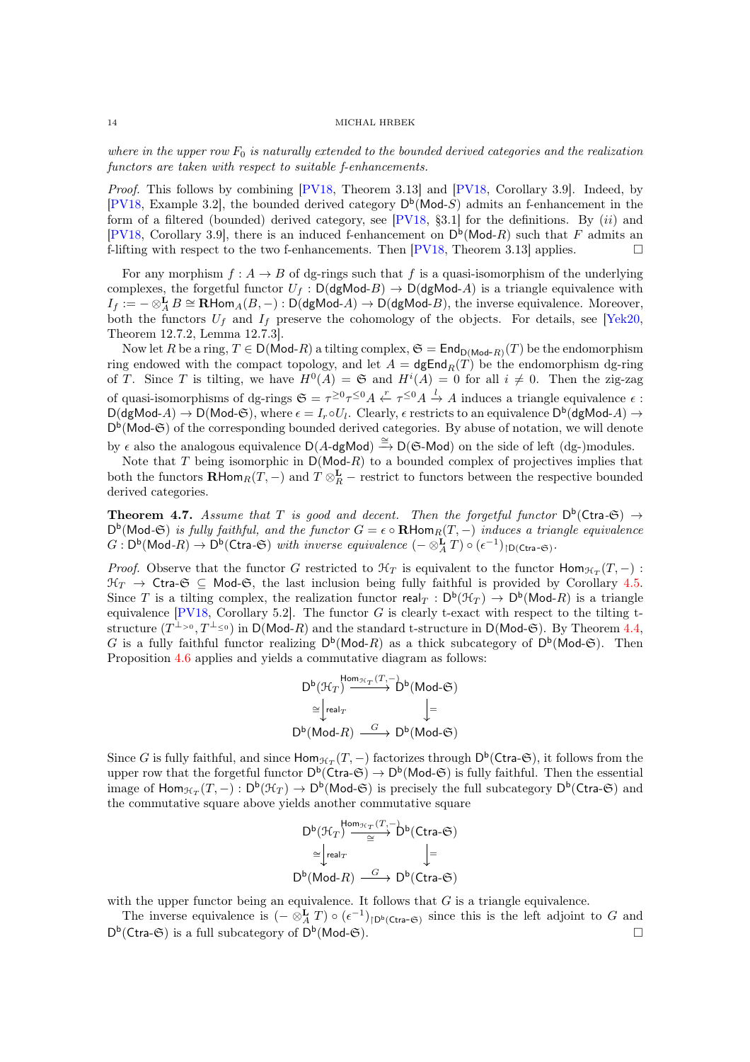*where in the upper row $F_0$ is naturally extended to the bounded derived categories and the realization functors are taken with respect to suitable f-enhancements.*

*Proof.* This follows by combining [PV18, Theorem 3.13] and [PV18, Corollary 3.9]. Indeed, by [PV18, Example 3.2], the bounded derived category $\mathsf{D^b}(\mathsf{Mod}\text{-}S)$ admits an f-enhancement in the form of a filtered (bounded) derived category, see [PV18, §3.1] for the definitions. By $(ii)$ and [PV18, Corollary 3.9], there is an induced f-enhancement on $\mathsf{D^b}(\mathsf{Mod}\text{-}R)$ such that $F$ admits an f-lifting with respect to the two f-enhancements. Then [PV18, Theorem 3.13] applies. □

For any morphism $f : A \to B$ of dg-rings such that $f$ is a quasi-isomorphism of the underlying complexes, the forgetful functor $U_f : \mathsf{D}(\mathsf{dgMod}\text{-}B) \to \mathsf{D}(\mathsf{dgMod}\text{-}A)$ is a triangle equivalence with $I_f := - \otimes_A^{\mathbf{L}} B \cong \mathbf{R}\mathrm{Hom}_A(B, -) : \mathsf{D}(\mathsf{dgMod}\text{-}A) \to \mathsf{D}(\mathsf{dgMod}\text{-}B)$, the inverse equivalence. Moreover, both the functors $U_f$ and $I_f$ preserve the cohomology of the objects. For details, see [Yek20, Theorem 12.7.2, Lemma 12.7.3].

Now let $R$ be a ring, $T \in \mathsf{D}(\mathsf{Mod}\text{-}R)$ a tilting complex, $\mathfrak{S} = \mathsf{End}_{\mathsf{D}(\mathsf{Mod}\text{-}R)}(T)$ be the endomorphism ring endowed with the compact topology, and let $A = \mathsf{dgEnd}_R(T)$ be the endomorphism dg-ring of $T$. Since $T$ is tilting, we have $H^0(A) = \mathfrak{S}$ and $H^i(A) = 0$ for all $i \neq 0$. Then the zig-zag of quasi-isomorphisms of dg-rings $\mathfrak{S} = \tau^{\geq 0}\tau^{\leq 0}A \xleftarrow{r} \tau^{\leq 0}A \xrightarrow{l} A$ induces a triangle equivalence $\epsilon : \mathsf{D}(\mathsf{dgMod}\text{-}A) \to \mathsf{D}(\mathsf{Mod}\text{-}\mathfrak{S})$, where $\epsilon = I_r \circ U_l$. Clearly, $\epsilon$ restricts to an equivalence $\mathsf{D^b}(\mathsf{dgMod}\text{-}A) \to \mathsf{D^b}(\mathsf{Mod}\text{-}\mathfrak{S})$ of the corresponding bounded derived categories. By abuse of notation, we will denote by $\epsilon$ also the analogous equivalence $\mathsf{D}(A\text{-}\mathsf{dgMod}) \xrightarrow{\cong} \mathsf{D}(\mathfrak{S}\text{-}\mathsf{Mod})$ on the side of left (dg-)modules.

Note that $T$ being isomorphic in $\mathsf{D}(\mathsf{Mod}\text{-}R)$ to a bounded complex of projectives implies that both the functors $\mathbf{R}\mathrm{Hom}_R(T, -)$ and $T \otimes_R^{\mathbf{L}} -$ restrict to functors between the respective bounded derived categories.

**Theorem 4.7.** *Assume that $T$ is good and decent. Then the forgetful functor $\mathsf{D^b}(\mathsf{Ctra}\text{-}\mathfrak{S}) \to \mathsf{D^b}(\mathsf{Mod}\text{-}\mathfrak{S})$ is fully faithful, and the functor $G = \epsilon \circ \mathbf{R}\mathrm{Hom}_R(T, -)$ induces a triangle equivalence $G : \mathsf{D^b}(\mathsf{Mod}\text{-}R) \to \mathsf{D^b}(\mathsf{Ctra}\text{-}\mathfrak{S})$ with inverse equivalence $(- \otimes_A^{\mathbf{L}} T) \circ (\epsilon^{-1})_{\restriction \mathsf{D}(\mathsf{Ctra}\text{-}\mathfrak{S})}$.*

*Proof.* Observe that the functor $G$ restricted to $\mathcal{H}_T$ is equivalent to the functor $\mathrm{Hom}_{\mathcal{H}_T}(T, -) : \mathcal{H}_T \to \mathsf{Ctra}\text{-}\mathfrak{S} \subseteq \mathsf{Mod}\text{-}\mathfrak{S}$, the last inclusion being fully faithful is provided by Corollary 4.5. Since $T$ is a tilting complex, the realization functor $\mathsf{real}_T : \mathsf{D^b}(\mathcal{H}_T) \to \mathsf{D^b}(\mathsf{Mod}\text{-}R)$ is a triangle equivalence [PV18, Corollary 5.2]. The functor $G$ is clearly t-exact with respect to the tilting t-structure $(T^{\perp_{>0}}, T^{\perp_{\leq 0}})$ in $\mathsf{D}(\mathsf{Mod}\text{-}R)$ and the standard t-structure in $\mathsf{D}(\mathsf{Mod}\text{-}\mathfrak{S})$. By Theorem 4.4, $G$ is a fully faithful functor realizing $\mathsf{D^b}(\mathsf{Mod}\text{-}R)$ as a thick subcategory of $\mathsf{D^b}(\mathsf{Mod}\text{-}\mathfrak{S})$. Then Proposition 4.6 applies and yields a commutative diagram as follows:

$$\begin{array}{ccc}
\mathsf{D^b}(\mathcal{H}_T) & \xrightarrow{\mathrm{Hom}_{\mathcal{H}_T}(T,-)} & \mathsf{D^b}(\mathsf{Mod}\text{-}\mathfrak{S}) \\
{\scriptstyle\cong}\big\downarrow{\scriptstyle \mathsf{real}_T} & & \big\downarrow{\scriptstyle =} \\
\mathsf{D^b}(\mathsf{Mod}\text{-}R) & \xrightarrow{G} & \mathsf{D^b}(\mathsf{Mod}\text{-}\mathfrak{S})
\end{array}$$

Since $G$ is fully faithful, and since $\mathrm{Hom}_{\mathcal{H}_T}(T, -)$ factorizes through $\mathsf{D^b}(\mathsf{Ctra}\text{-}\mathfrak{S})$, it follows from the upper row that the forgetful functor $\mathsf{D^b}(\mathsf{Ctra}\text{-}\mathfrak{S}) \to \mathsf{D^b}(\mathsf{Mod}\text{-}\mathfrak{S})$ is fully faithful. Then the essential image of $\mathrm{Hom}_{\mathcal{H}_T}(T, -) : \mathsf{D^b}(\mathcal{H}_T) \to \mathsf{D^b}(\mathsf{Mod}\text{-}\mathfrak{S})$ is precisely the full subcategory $\mathsf{D^b}(\mathsf{Ctra}\text{-}\mathfrak{S})$ and the commutative square above yields another commutative square

$$\begin{array}{ccc}
\mathsf{D^b}(\mathcal{H}_T) & \xrightarrow[\cong]{\mathrm{Hom}_{\mathcal{H}_T}(T,-)} & \mathsf{D^b}(\mathsf{Ctra}\text{-}\mathfrak{S}) \\
{\scriptstyle\cong}\big\downarrow{\scriptstyle \mathsf{real}_T} & & \big\downarrow{\scriptstyle =} \\
\mathsf{D^b}(\mathsf{Mod}\text{-}R) & \xrightarrow{G} & \mathsf{D^b}(\mathsf{Ctra}\text{-}\mathfrak{S})
\end{array}$$

with the upper functor being an equivalence. It follows that $G$ is a triangle equivalence.

The inverse equivalence is $(- \otimes_A^{\mathbf{L}} T) \circ (\epsilon^{-1})_{\restriction \mathsf{D^b}(\mathsf{Ctra}\text{-}\mathfrak{S})}$ since this is the left adjoint to $G$ and $\mathsf{D^b}(\mathsf{Ctra}\text{-}\mathfrak{S})$ is a full subcategory of $\mathsf{D^b}(\mathsf{Mod}\text{-}\mathfrak{S})$. □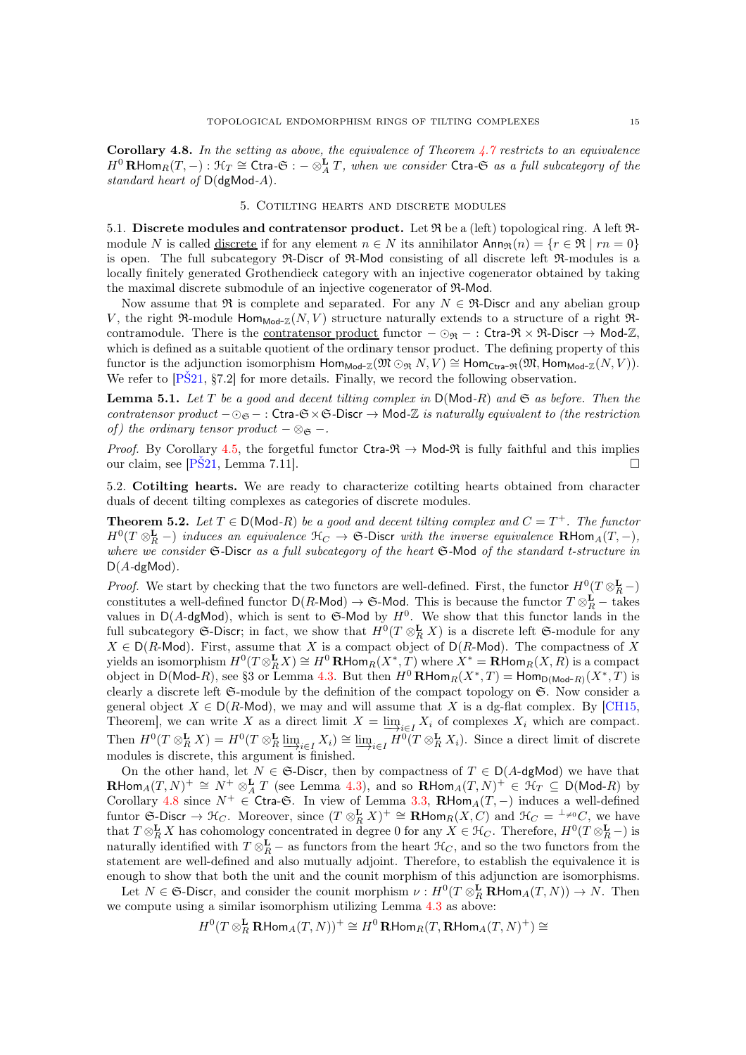**Corollary 4.8.** *In the setting as above, the equivalence of Theorem 4.7 restricts to an equivalence $H^0\,\mathbf{R}\mathsf{Hom}_R(T,-) : \mathcal{H}_T \cong \mathsf{Ctra}\text{-}\mathfrak{S} : - \otimes^{\mathbf{L}}_A T$, when we consider $\mathsf{Ctra}\text{-}\mathfrak{S}$ as a full subcategory of the standard heart of $\mathsf{D}(\mathsf{dgMod}\text{-}A)$.*

## 5. Cotilting hearts and discrete modules

**5.1. Discrete modules and contratensor product.** Let $\mathfrak{R}$ be a (left) topological ring. A left $\mathfrak{R}$-module $N$ is called discrete if for any element $n \in N$ its annihilator $\mathsf{Ann}_{\mathfrak{R}}(n) = \{r \in \mathfrak{R} \mid rn = 0\}$ is open. The full subcategory $\mathfrak{R}\text{-}\mathsf{Discr}$ of $\mathfrak{R}\text{-}\mathsf{Mod}$ consisting of all discrete left $\mathfrak{R}$-modules is a locally finitely generated Grothendieck category with an injective cogenerator obtained by taking the maximal discrete submodule of an injective cogenerator of $\mathfrak{R}\text{-}\mathsf{Mod}$.

Now assume that $\mathfrak{R}$ is complete and separated. For any $N \in \mathfrak{R}\text{-}\mathsf{Discr}$ and any abelian group $V$, the right $\mathfrak{R}$-module $\mathsf{Hom}_{\mathsf{Mod}\text{-}\mathbb{Z}}(N, V)$ structure naturally extends to a structure of a right $\mathfrak{R}$-contramodule. There is the contratensor product functor $- \odot_{\mathfrak{R}} - : \mathsf{Ctra}\text{-}\mathfrak{R} \times \mathfrak{R}\text{-}\mathsf{Discr} \to \mathsf{Mod}\text{-}\mathbb{Z}$, which is defined as a suitable quotient of the ordinary tensor product. The defining property of this functor is the adjunction isomorphism $\mathsf{Hom}_{\mathsf{Mod}\text{-}\mathbb{Z}}(\mathfrak{M} \odot_{\mathfrak{R}} N, V) \cong \mathsf{Hom}_{\mathsf{Ctra}\text{-}\mathfrak{R}}(\mathfrak{M}, \mathsf{Hom}_{\mathsf{Mod}\text{-}\mathbb{Z}}(N, V))$. We refer to [PŠ21, §7.2] for more details. Finally, we record the following observation.

**Lemma 5.1.** *Let $T$ be a good and decent tilting complex in $\mathsf{D}(\mathsf{Mod}\text{-}R)$ and $\mathfrak{S}$ as before. Then the contratensor product $- \odot_{\mathfrak{S}} - : \mathsf{Ctra}\text{-}\mathfrak{S} \times \mathfrak{S}\text{-}\mathsf{Discr} \to \mathsf{Mod}\text{-}\mathbb{Z}$ is naturally equivalent to (the restriction of) the ordinary tensor product $- \otimes_{\mathfrak{S}} -$.*

*Proof.* By Corollary 4.5, the forgetful functor $\mathsf{Ctra}\text{-}\mathfrak{R} \to \mathsf{Mod}\text{-}\mathfrak{R}$ is fully faithful and this implies our claim, see [PŠ21, Lemma 7.11]. $\square$

**5.2. Cotilting hearts.** We are ready to characterize cotilting hearts obtained from character duals of decent tilting complexes as categories of discrete modules.

**Theorem 5.2.** *Let $T \in \mathsf{D}(\mathsf{Mod}\text{-}R)$ be a good and decent tilting complex and $C = T^+$. The functor $H^0(T \otimes^{\mathbf{L}}_R -)$ induces an equivalence $\mathcal{H}_C \to \mathfrak{S}\text{-}\mathsf{Discr}$ with the inverse equivalence $\mathbf{R}\mathsf{Hom}_A(T,-)$, where we consider $\mathfrak{S}\text{-}\mathsf{Discr}$ as a full subcategory of the heart $\mathfrak{S}\text{-}\mathsf{Mod}$ of the standard t-structure in $\mathsf{D}(A\text{-}\mathsf{dgMod})$.*

*Proof.* We start by checking that the two functors are well-defined. First, the functor $H^0(T \otimes^{\mathbf{L}}_R -)$ constitutes a well-defined functor $\mathsf{D}(R\text{-}\mathsf{Mod}) \to \mathfrak{S}\text{-}\mathsf{Mod}$. This is because the functor $T \otimes^{\mathbf{L}}_R -$ takes values in $\mathsf{D}(A\text{-}\mathsf{dgMod})$, which is sent to $\mathfrak{S}\text{-}\mathsf{Mod}$ by $H^0$. We show that this functor lands in the full subcategory $\mathfrak{S}\text{-}\mathsf{Discr}$; in fact, we show that $H^0(T \otimes^{\mathbf{L}}_R X)$ is a discrete left $\mathfrak{S}$-module for any $X \in \mathsf{D}(R\text{-}\mathsf{Mod})$. First, assume that $X$ is a compact object of $\mathsf{D}(R\text{-}\mathsf{Mod})$. The compactness of $X$ yields an isomorphism $H^0(T \otimes^{\mathbf{L}}_R X) \cong H^0\,\mathbf{R}\mathsf{Hom}_R(X^*, T)$ where $X^* = \mathbf{R}\mathsf{Hom}_R(X, R)$ is a compact object in $\mathsf{D}(\mathsf{Mod}\text{-}R)$, see §3 or Lemma 4.3. But then $H^0\,\mathbf{R}\mathsf{Hom}_R(X^*, T) = \mathsf{Hom}_{\mathsf{D}(\mathsf{Mod}\text{-}R)}(X^*, T)$ is clearly a discrete left $\mathfrak{S}$-module by the definition of the compact topology on $\mathfrak{S}$. Now consider a general object $X \in \mathsf{D}(R\text{-}\mathsf{Mod})$, we may and will assume that $X$ is a dg-flat complex. By [CH15, Theorem], we can write $X$ as a direct limit $X = \varinjlim_{i \in I} X_i$ of complexes $X_i$ which are compact. Then $H^0(T \otimes^{\mathbf{L}}_R X) = H^0(T \otimes^{\mathbf{L}}_R \varinjlim_{i \in I} X_i) \cong \varinjlim_{i \in I} H^0(T \otimes^{\mathbf{L}}_R X_i)$. Since a direct limit of discrete modules is discrete, this argument is finished.

On the other hand, let $N \in \mathfrak{S}\text{-}\mathsf{Discr}$, then by compactness of $T \in \mathsf{D}(A\text{-}\mathsf{dgMod})$ we have that $\mathbf{R}\mathsf{Hom}_A(T, N)^+ \cong N^+ \otimes^{\mathbf{L}}_A T$ (see Lemma 4.3), and so $\mathbf{R}\mathsf{Hom}_A(T, N)^+ \in \mathcal{H}_T \subseteq \mathsf{D}(\mathsf{Mod}\text{-}R)$ by Corollary 4.8 since $N^+ \in \mathsf{Ctra}\text{-}\mathfrak{S}$. In view of Lemma 3.3, $\mathbf{R}\mathsf{Hom}_A(T,-)$ induces a well-defined funtor $\mathfrak{S}\text{-}\mathsf{Discr} \to \mathcal{H}_C$. Moreover, since $(T \otimes^{\mathbf{L}}_R X)^+ \cong \mathbf{R}\mathsf{Hom}_R(X, C)$ and $\mathcal{H}_C = {}^{\perp_{\neq 0}}C$, we have that $T \otimes^{\mathbf{L}}_R X$ has cohomology concentrated in degree 0 for any $X \in \mathcal{H}_C$. Therefore, $H^0(T \otimes^{\mathbf{L}}_R -)$ is naturally identified with $T \otimes^{\mathbf{L}}_R -$ as functors from the heart $\mathcal{H}_C$, and so the two functors from the statement are well-defined and also mutually adjoint. Therefore, to establish the equivalence it is enough to show that both the unit and the counit morphism of this adjunction are isomorphisms.

Let $N \in \mathfrak{S}\text{-}\mathsf{Discr}$, and consider the counit morphism $\nu : H^0(T \otimes^{\mathbf{L}}_R \mathbf{R}\mathsf{Hom}_A(T, N)) \to N$. Then we compute using a similar isomorphism utilizing Lemma 4.3 as above:

$$H^0(T \otimes^{\mathbf{L}}_R \mathbf{R}\mathsf{Hom}_A(T, N))^+ \cong H^0\,\mathbf{R}\mathsf{Hom}_R(T, \mathbf{R}\mathsf{Hom}_A(T, N)^+) \cong$$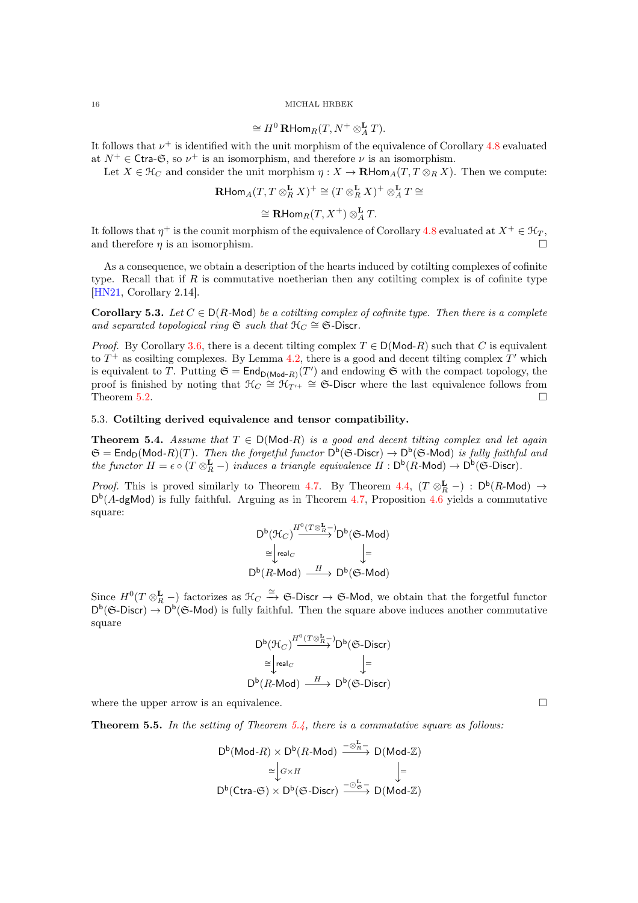$$\cong H^0\,\mathbf{R}\mathsf{Hom}_R(T, N^+ \otimes_A^{\mathbf{L}} T).$$

It follows that $\nu^+$ is identified with the unit morphism of the equivalence of Corollary 4.8 evaluated at $N^+ \in \mathsf{Ctra}\text{-}\mathfrak{S}$, so $\nu^+$ is an isomorphism, and therefore $\nu$ is an isomorphism.

Let $X \in \mathcal{H}_C$ and consider the unit morphism $\eta : X \to \mathbf{R}\mathsf{Hom}_A(T, T \otimes_R X)$. Then we compute:

$$\mathbf{R}\mathsf{Hom}_A(T, T \otimes_R^{\mathbf{L}} X)^+ \cong (T \otimes_R^{\mathbf{L}} X)^+ \otimes_A^{\mathbf{L}} T \cong$$

$$\cong \mathbf{R}\mathsf{Hom}_R(T, X^+) \otimes_A^{\mathbf{L}} T.$$

It follows that $\eta^+$ is the counit morphism of the equivalence of Corollary 4.8 evaluated at $X^+ \in \mathcal{H}_T$, and therefore $\eta$ is an isomorphism. □

As a consequence, we obtain a description of the hearts induced by cotilting complexes of cofinite type. Recall that if $R$ is commutative noetherian then any cotilting complex is of cofinite type [HN21, Corollary 2.14].

**Corollary 5.3.** *Let $C \in \mathsf{D}(R\text{-}\mathsf{Mod})$ be a cotilting complex of cofinite type. Then there is a complete and separated topological ring $\mathfrak{S}$ such that $\mathcal{H}_C \cong \mathfrak{S}\text{-}\mathsf{Discr}$.*

*Proof.* By Corollary 3.6, there is a decent tilting complex $T \in \mathsf{D}(\mathsf{Mod}\text{-}R)$ such that $C$ is equivalent to $T^+$ as cosilting complexes. By Lemma 4.2, there is a good and decent tilting complex $T'$ which is equivalent to $T$. Putting $\mathfrak{S} = \mathsf{End}_{\mathsf{D}(\mathsf{Mod}\text{-}R)}(T')$ and endowing $\mathfrak{S}$ with the compact topology, the proof is finished by noting that $\mathcal{H}_C \cong \mathcal{H}_{T'^+} \cong \mathfrak{S}\text{-}\mathsf{Discr}$ where the last equivalence follows from Theorem 5.2. □

### 5.3. **Cotilting derived equivalence and tensor compatibility.**

**Theorem 5.4.** *Assume that $T \in \mathsf{D}(\mathsf{Mod}\text{-}R)$ is a good and decent tilting complex and let again $\mathfrak{S} = \mathsf{End}_{\mathsf{D}(\mathsf{Mod}\text{-}R)}(T)$. Then the forgetful functor $\mathsf{D}^{\mathsf{b}}(\mathfrak{S}\text{-}\mathsf{Discr}) \to \mathsf{D}^{\mathsf{b}}(\mathfrak{S}\text{-}\mathsf{Mod})$ is fully faithful and the functor $H = \epsilon \circ (T \otimes_R^{\mathbf{L}} -)$ induces a triangle equivalence $H : \mathsf{D}^{\mathsf{b}}(R\text{-}\mathsf{Mod}) \to \mathsf{D}^{\mathsf{b}}(\mathfrak{S}\text{-}\mathsf{Discr})$.*

*Proof.* This is proved similarly to Theorem 4.7. By Theorem 4.4, $(T \otimes_R^{\mathbf{L}} -) : \mathsf{D}^{\mathsf{b}}(R\text{-}\mathsf{Mod}) \to \mathsf{D}^{\mathsf{b}}(A\text{-}\mathsf{dgMod})$ is fully faithful. Arguing as in Theorem 4.7, Proposition 4.6 yields a commutative square:

$$\begin{array}{ccc} \mathsf{D}^{\mathsf{b}}(\mathcal{H}_C) & \xrightarrow{H^0(T \otimes_R^{\mathbf{L}} -)} & \mathsf{D}^{\mathsf{b}}(\mathfrak{S}\text{-}\mathsf{Mod}) \\ \cong\downarrow \mathsf{real}_C & & \downarrow = \\ \mathsf{D}^{\mathsf{b}}(R\text{-}\mathsf{Mod}) & \xrightarrow{H} & \mathsf{D}^{\mathsf{b}}(\mathfrak{S}\text{-}\mathsf{Mod}) \end{array}$$

Since $H^0(T \otimes_R^{\mathbf{L}} -)$ factorizes as $\mathcal{H}_C \xrightarrow{\cong} \mathfrak{S}\text{-}\mathsf{Discr} \to \mathfrak{S}\text{-}\mathsf{Mod}$, we obtain that the forgetful functor $\mathsf{D}^{\mathsf{b}}(\mathfrak{S}\text{-}\mathsf{Discr}) \to \mathsf{D}^{\mathsf{b}}(\mathfrak{S}\text{-}\mathsf{Mod})$ is fully faithful. Then the square above induces another commutative square

$$\begin{array}{ccc} \mathsf{D}^{\mathsf{b}}(\mathcal{H}_C) & \xrightarrow{H^0(T \otimes_R^{\mathbf{L}} -)} & \mathsf{D}^{\mathsf{b}}(\mathfrak{S}\text{-}\mathsf{Discr}) \\ \cong\downarrow \mathsf{real}_C & & \downarrow = \\ \mathsf{D}^{\mathsf{b}}(R\text{-}\mathsf{Mod}) & \xrightarrow{H} & \mathsf{D}^{\mathsf{b}}(\mathfrak{S}\text{-}\mathsf{Discr}) \end{array}$$

where the upper arrow is an equivalence. □

**Theorem 5.5.** *In the setting of Theorem 5.4, there is a commutative square as follows:*

$$\begin{array}{ccc} \mathsf{D}^{\mathsf{b}}(\mathsf{Mod}\text{-}R) \times \mathsf{D}^{\mathsf{b}}(R\text{-}\mathsf{Mod}) & \xrightarrow{- \otimes_R^{\mathbf{L}} -} & \mathsf{D}(\mathsf{Mod}\text{-}\mathbb{Z}) \\ \cong\downarrow G \times H & & \downarrow = \\ \mathsf{D}^{\mathsf{b}}(\mathsf{Ctra}\text{-}\mathfrak{S}) \times \mathsf{D}^{\mathsf{b}}(\mathfrak{S}\text{-}\mathsf{Discr}) & \xrightarrow{- \odot_{\mathfrak{S}}^{\mathbf{L}} -} & \mathsf{D}(\mathsf{Mod}\text{-}\mathbb{Z}) \end{array}$$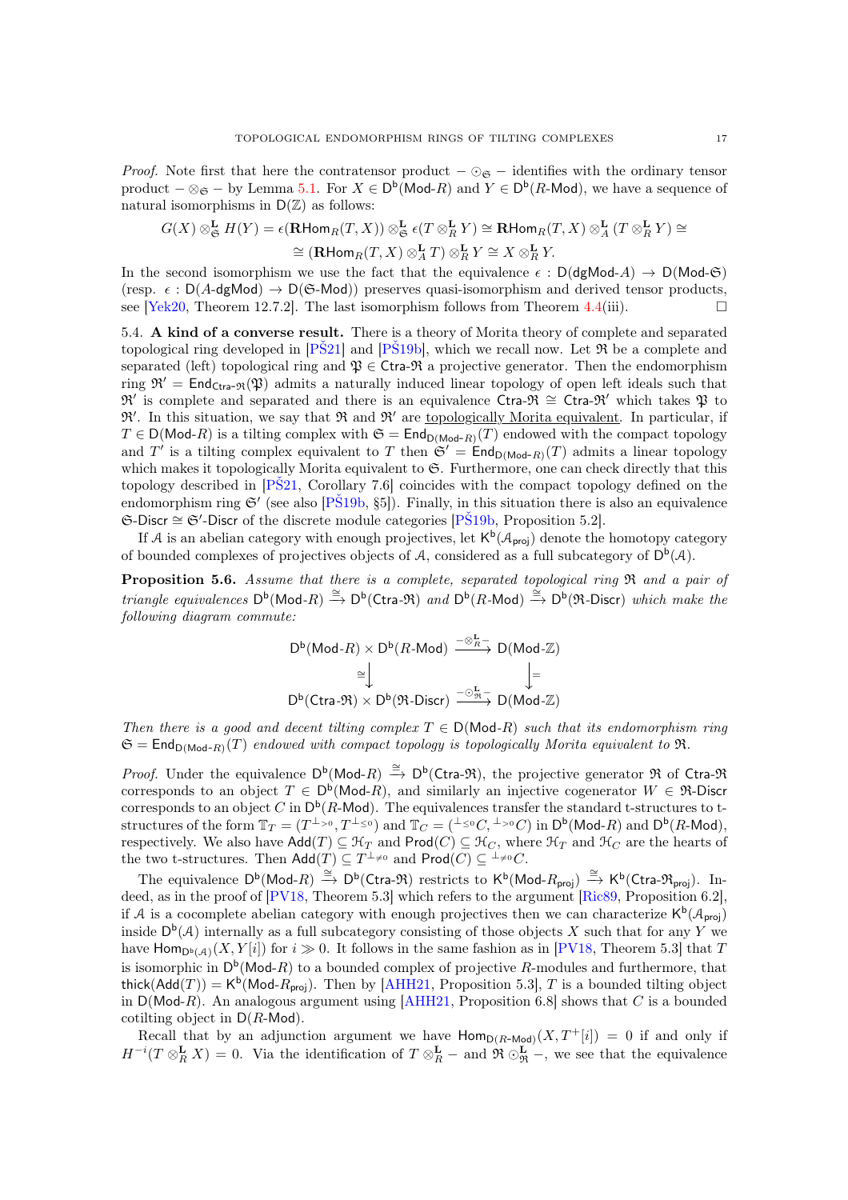*Proof.* Note first that here the contratensor product $- \odot_{\mathfrak{S}} -$ identifies with the ordinary tensor product $- \otimes_{\mathfrak{S}} -$ by Lemma 5.1. For $X \in \mathsf{D}^{\mathsf{b}}(\mathsf{Mod}\text{-}R)$ and $Y \in \mathsf{D}^{\mathsf{b}}(R\text{-}\mathsf{Mod})$, we have a sequence of natural isomorphisms in $\mathsf{D}(\mathbb{Z})$ as follows:

$$G(X) \otimes^{\mathbf{L}}_{\mathfrak{S}} H(Y) = \epsilon(\mathbf{R}\mathrm{Hom}_R(T, X)) \otimes^{\mathbf{L}}_{\mathfrak{S}} \epsilon(T \otimes^{\mathbf{L}}_R Y) \cong \mathbf{R}\mathrm{Hom}_R(T, X) \otimes^{\mathbf{L}}_A (T \otimes^{\mathbf{L}}_R Y) \cong$$
$$\cong (\mathbf{R}\mathrm{Hom}_R(T, X) \otimes^{\mathbf{L}}_A T) \otimes^{\mathbf{L}}_R Y \cong X \otimes^{\mathbf{L}}_R Y.$$

In the second isomorphism we use the fact that the equivalence $\epsilon : \mathsf{D}(\mathsf{dgMod}\text{-}A) \to \mathsf{D}(\mathsf{Mod}\text{-}\mathfrak{S})$ (resp. $\epsilon : \mathsf{D}(A\text{-}\mathsf{dgMod}) \to \mathsf{D}(\mathfrak{S}\text{-}\mathsf{Mod})$) preserves quasi-isomorphism and derived tensor products, see [Yek20, Theorem 12.7.2]. The last isomorphism follows from Theorem 4.4(iii). □

**5.4. A kind of a converse result.** There is a theory of Morita theory of complete and separated topological ring developed in [PŠ21] and [PŠ19b], which we recall now. Let $\mathfrak{R}$ be a complete and separated (left) topological ring and $\mathfrak{P} \in \mathsf{Ctra}\text{-}\mathfrak{R}$ a projective generator. Then the endomorphism ring $\mathfrak{R}' = \mathsf{End}_{\mathsf{Ctra}\text{-}\mathfrak{R}}(\mathfrak{P})$ admits a naturally induced linear topology of open left ideals such that $\mathfrak{R}'$ is complete and separated and there is an equivalence $\mathsf{Ctra}\text{-}\mathfrak{R} \cong \mathsf{Ctra}\text{-}\mathfrak{R}'$ which takes $\mathfrak{P}$ to $\mathfrak{R}'$. In this situation, we say that $\mathfrak{R}$ and $\mathfrak{R}'$ are <u>topologically Morita equivalent</u>. In particular, if $T \in \mathsf{D}(\mathsf{Mod}\text{-}R)$ is a tilting complex with $\mathfrak{S} = \mathsf{End}_{\mathsf{D}(\mathsf{Mod}\text{-}R)}(T)$ endowed with the compact topology and $T'$ is a tilting complex equivalent to $T$ then $\mathfrak{S}' = \mathsf{End}_{\mathsf{D}(\mathsf{Mod}\text{-}R)}(T)$ admits a linear topology which makes it topologically Morita equivalent to $\mathfrak{S}$. Furthermore, one can check directly that this topology described in [PŠ21, Corollary 7.6] coincides with the compact topology defined on the endomorphism ring $\mathfrak{S}'$ (see also [PŠ19b, §5]). Finally, in this situation there is also an equivalence $\mathfrak{S}\text{-}\mathsf{Discr} \cong \mathfrak{S}'\text{-}\mathsf{Discr}$ of the discrete module categories [PŠ19b, Proposition 5.2].

If $\mathcal{A}$ is an abelian category with enough projectives, let $\mathsf{K}^{\mathsf{b}}(\mathcal{A}_{\mathsf{proj}})$ denote the homotopy category of bounded complexes of projectives objects of $\mathcal{A}$, considered as a full subcategory of $\mathsf{D}^{\mathsf{b}}(\mathcal{A})$.

**Proposition 5.6.** *Assume that there is a complete, separated topological ring $\mathfrak{R}$ and a pair of triangle equivalences $\mathsf{D}^{\mathsf{b}}(\mathsf{Mod}\text{-}R) \xrightarrow{\cong} \mathsf{D}^{\mathsf{b}}(\mathsf{Ctra}\text{-}\mathfrak{R})$ and $\mathsf{D}^{\mathsf{b}}(R\text{-}\mathsf{Mod}) \xrightarrow{\cong} \mathsf{D}^{\mathsf{b}}(\mathfrak{R}\text{-}\mathsf{Discr})$ which make the following diagram commute:*

$$\begin{array}{ccc}
\mathsf{D}^{\mathsf{b}}(\mathsf{Mod}\text{-}R) \times \mathsf{D}^{\mathsf{b}}(R\text{-}\mathsf{Mod}) & \xrightarrow{-\otimes^{\mathbf{L}}_R -} & \mathsf{D}(\mathsf{Mod}\text{-}\mathbb{Z}) \\
\cong\big\downarrow & & \big\downarrow = \\
\mathsf{D}^{\mathsf{b}}(\mathsf{Ctra}\text{-}\mathfrak{R}) \times \mathsf{D}^{\mathsf{b}}(\mathfrak{R}\text{-}\mathsf{Discr}) & \xrightarrow{-\odot^{\mathbf{L}}_{\mathfrak{R}} -} & \mathsf{D}(\mathsf{Mod}\text{-}\mathbb{Z})
\end{array}$$

*Then there is a good and decent tilting complex $T \in \mathsf{D}(\mathsf{Mod}\text{-}R)$ such that its endomorphism ring $\mathfrak{S} = \mathsf{End}_{\mathsf{D}(\mathsf{Mod}\text{-}R)}(T)$ endowed with compact topology is topologically Morita equivalent to $\mathfrak{R}$.*

*Proof.* Under the equivalence $\mathsf{D}^{\mathsf{b}}(\mathsf{Mod}\text{-}R) \xrightarrow{\cong} \mathsf{D}^{\mathsf{b}}(\mathsf{Ctra}\text{-}\mathfrak{R})$, the projective generator $\mathfrak{R}$ of $\mathsf{Ctra}\text{-}\mathfrak{R}$ corresponds to an object $T \in \mathsf{D}^{\mathsf{b}}(\mathsf{Mod}\text{-}R)$, and similarly an injective cogenerator $W \in \mathfrak{R}\text{-}\mathsf{Discr}$ corresponds to an object $C$ in $\mathsf{D}^{\mathsf{b}}(R\text{-}\mathsf{Mod})$. The equivalences transfer the standard t-structures to t-structures of the form $\mathbb{T}_T = (T^{\perp_{>0}}, T^{\perp_{\leq 0}})$ and $\mathbb{T}_C = ({}^{\perp_{\leq 0}}C, {}^{\perp_{>0}}C)$ in $\mathsf{D}^{\mathsf{b}}(\mathsf{Mod}\text{-}R)$ and $\mathsf{D}^{\mathsf{b}}(R\text{-}\mathsf{Mod})$, respectively. We also have $\mathsf{Add}(T) \subseteq \mathcal{H}_T$ and $\mathsf{Prod}(C) \subseteq \mathcal{H}_C$, where $\mathcal{H}_T$ and $\mathcal{H}_C$ are the hearts of the two t-structures. Thus $\mathsf{Add}(T) \subseteq T^{\perp_{\neq 0}}$ and $\mathsf{Prod}(C) \subseteq {}^{\perp_{\neq 0}}C$.

The equivalence $\mathsf{D}^{\mathsf{b}}(\mathsf{Mod}\text{-}R) \xrightarrow{\cong} \mathsf{D}^{\mathsf{b}}(\mathsf{Ctra}\text{-}\mathfrak{R})$ restricts to $\mathsf{K}^{\mathsf{b}}(\mathsf{Mod}\text{-}R_{\mathsf{proj}}) \xrightarrow{\cong} \mathsf{K}^{\mathsf{b}}(\mathsf{Ctra}\text{-}\mathfrak{R}_{\mathsf{proj}})$. Indeed, as in the proof of [PV18, Theorem 5.3] which refers to the argument [Ric89, Proposition 6.2], if $\mathcal{A}$ is a cocomplete abelian category with enough projectives then we can characterize $\mathsf{K}^{\mathsf{b}}(\mathcal{A}_{\mathsf{proj}})$ inside $\mathsf{D}^{\mathsf{b}}(\mathcal{A})$ internally as a full subcategory consisting of those objects $X$ such that for any $Y$ we have $\mathrm{Hom}_{\mathsf{D}^{\mathsf{b}}(\mathcal{A})}(X, Y[i])$ for $i \gg 0$. It follows in the same fashion as in [PV18, Theorem 5.3] that $T$ is isomorphic in $\mathsf{D}^{\mathsf{b}}(\mathsf{Mod}\text{-}R)$ to a bounded complex of projective $R$-modules and furthermore, that $\mathsf{thick}(\mathsf{Add}(T)) = \mathsf{K}^{\mathsf{b}}(\mathsf{Mod}\text{-}R_{\mathsf{proj}})$. Then by [AHH21, Proposition 5.3], $T$ is a bounded tilting object in $\mathsf{D}(\mathsf{Mod}\text{-}R)$. An analogous argument using [AHH21, Proposition 6.8] shows that $C$ is a bounded cotilting object in $\mathsf{D}(R\text{-}\mathsf{Mod})$.

Recall that by an adjunction argument we have $\mathrm{Hom}_{\mathsf{D}(R\text{-}\mathsf{Mod})}(X, T^+[i]) = 0$ if and only if $H^{-i}(T \otimes^{\mathbf{L}}_R X) = 0$. Via the identification of $T \otimes^{\mathbf{L}}_R -$ and $\mathfrak{R} \odot^{\mathbf{L}}_{\mathfrak{R}} -$, we see that the equivalence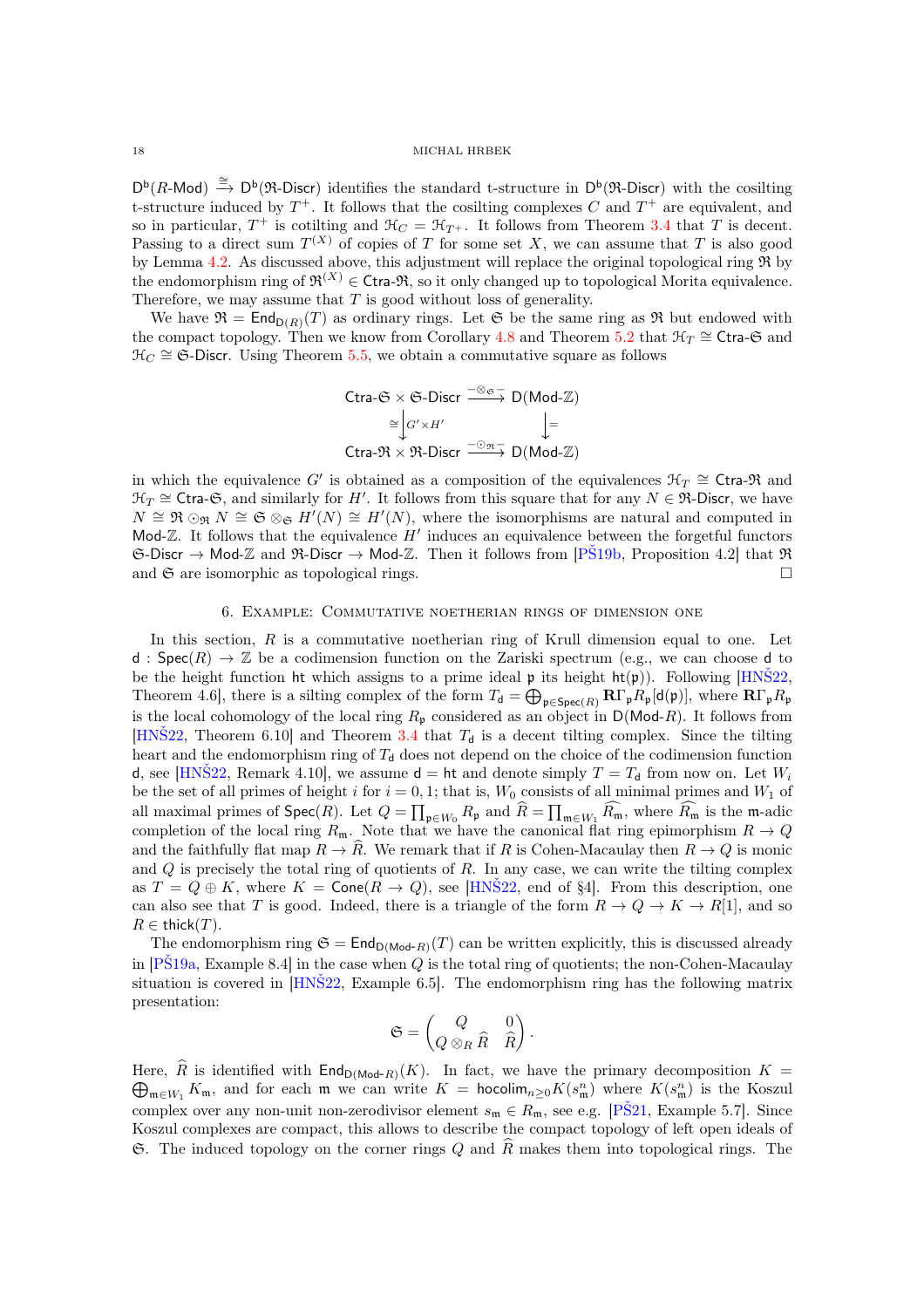$\mathsf{D}^\mathsf{b}(R\text{-}\mathsf{Mod}) \xrightarrow{\cong} \mathsf{D}^\mathsf{b}(\mathfrak{R}\text{-}\mathsf{Discr})$ identifies the standard t-structure in $\mathsf{D}^\mathsf{b}(\mathfrak{R}\text{-}\mathsf{Discr})$ with the cosilting t-structure induced by $T^+$. It follows that the cosilting complexes $C$ and $T^+$ are equivalent, and so in particular, $T^+$ is cotilting and $\mathcal{H}_C = \mathcal{H}_{T^+}$. It follows from Theorem 3.4 that $T$ is decent. Passing to a direct sum $T^{(X)}$ of copies of $T$ for some set $X$, we can assume that $T$ is also good by Lemma 4.2. As discussed above, this adjustment will replace the original topological ring $\mathfrak{R}$ by the endomorphism ring of $\mathfrak{R}^{(X)} \in \mathsf{Ctra}\text{-}\mathfrak{R}$, so it only changed up to topological Morita equivalence. Therefore, we may assume that $T$ is good without loss of generality.

We have $\mathfrak{R} = \mathsf{End}_{\mathsf{D}(R)}(T)$ as ordinary rings. Let $\mathfrak{S}$ be the same ring as $\mathfrak{R}$ but endowed with the compact topology. Then we know from Corollary 4.8 and Theorem 5.2 that $\mathcal{H}_T \cong \mathsf{Ctra}\text{-}\mathfrak{S}$ and $\mathcal{H}_C \cong \mathfrak{S}\text{-}\mathsf{Discr}$. Using Theorem 5.5, we obtain a commutative square as follows

$$\begin{array}{ccc} \mathsf{Ctra}\text{-}\mathfrak{S} \times \mathfrak{S}\text{-}\mathsf{Discr} & \xrightarrow{-\otimes_{\mathfrak{S}}-} & \mathsf{D}(\mathsf{Mod}\text{-}\mathbb{Z}) \\ \cong \downarrow G' \times H' & & \downarrow = \\ \mathsf{Ctra}\text{-}\mathfrak{R} \times \mathfrak{R}\text{-}\mathsf{Discr} & \xrightarrow{-\odot_{\mathfrak{R}}-} & \mathsf{D}(\mathsf{Mod}\text{-}\mathbb{Z}) \end{array}$$

in which the equivalence $G'$ is obtained as a composition of the equivalences $\mathcal{H}_T \cong \mathsf{Ctra}\text{-}\mathfrak{R}$ and $\mathcal{H}_T \cong \mathsf{Ctra}\text{-}\mathfrak{S}$, and similarly for $H'$. It follows from this square that for any $N \in \mathfrak{R}\text{-}\mathsf{Discr}$, we have $N \cong \mathfrak{R} \odot_{\mathfrak{R}} N \cong \mathfrak{S} \otimes_{\mathfrak{S}} H'(N) \cong H'(N)$, where the isomorphisms are natural and computed in $\mathsf{Mod}\text{-}\mathbb{Z}$. It follows that the equivalence $H'$ induces an equivalence between the forgetful functors $\mathfrak{S}\text{-}\mathsf{Discr} \to \mathsf{Mod}\text{-}\mathbb{Z}$ and $\mathfrak{R}\text{-}\mathsf{Discr} \to \mathsf{Mod}\text{-}\mathbb{Z}$. Then it follows from [PŠ19b, Proposition 4.2] that $\mathfrak{R}$ and $\mathfrak{S}$ are isomorphic as topological rings. $\square$

## 6. Example: Commutative noetherian rings of dimension one

In this section, $R$ is a commutative noetherian ring of Krull dimension equal to one. Let $\mathsf{d} : \mathsf{Spec}(R) \to \mathbb{Z}$ be a codimension function on the Zariski spectrum (e.g., we can choose $\mathsf{d}$ to be the height function $\mathsf{ht}$ which assigns to a prime ideal $\mathfrak{p}$ its height $\mathsf{ht}(\mathfrak{p})$). Following [HNŠ22, Theorem 4.6], there is a silting complex of the form $T_\mathsf{d} = \bigoplus_{\mathfrak{p} \in \mathsf{Spec}(R)} \mathbf{R}\Gamma_\mathfrak{p} R_\mathfrak{p}[\mathsf{d}(\mathfrak{p})]$, where $\mathbf{R}\Gamma_\mathfrak{p} R_\mathfrak{p}$ is the local cohomology of the local ring $R_\mathfrak{p}$ considered as an object in $\mathsf{D}(\mathsf{Mod}\text{-}R)$. It follows from [HNŠ22, Theorem 6.10] and Theorem 3.4 that $T_\mathsf{d}$ is a decent tilting complex. Since the tilting heart and the endomorphism ring of $T_\mathsf{d}$ does not depend on the choice of the codimension function $\mathsf{d}$, see [HNŠ22, Remark 4.10], we assume $\mathsf{d} = \mathsf{ht}$ and denote simply $T = T_\mathsf{d}$ from now on. Let $W_i$ be the set of all primes of height $i$ for $i = 0, 1$; that is, $W_0$ consists of all minimal primes and $W_1$ of all maximal primes of $R$. Let $Q = \prod_{\mathfrak{p} \in W_0} R_\mathfrak{p}$ and $\widehat{R} = \prod_{\mathfrak{m} \in W_1} \widehat{R_\mathfrak{m}}$, where $\widehat{R_\mathfrak{m}}$ is the $\mathfrak{m}$-adic completion of the local ring $R_\mathfrak{m}$. Note that we have the canonical flat ring epimorphism $R \to Q$ and the faithfully flat map $R \to \widehat{R}$. We remark that if $R$ is Cohen-Macaulay then $R \to Q$ is monic and $Q$ is precisely the total ring of quotients of $R$. In any case, we can write the tilting complex as $T = Q \oplus K$, where $K = \mathsf{Cone}(R \to Q)$, see [HNŠ22, end of §4]. From this description, one can also see that $T$ is good. Indeed, there is a triangle of the form $R \to Q \to K \to R[1]$, and so $R \in \mathsf{thick}(T)$.

The endomorphism ring $\mathfrak{S} = \mathsf{End}_{\mathsf{D}(\mathsf{Mod}\text{-}R)}(T)$ can be written explicitly, this is discussed already in [PŠ19a, Example 8.4] in the case when $Q$ is the total ring of quotients; the non-Cohen-Macaulay situation is covered in [HNŠ22, Example 6.5]. The endomorphism ring has the following matrix presentation:

$$\mathfrak{S} = \begin{pmatrix} Q & 0 \\ Q \otimes_R \widehat{R} & \widehat{R} \end{pmatrix}.$$

Here, $\widehat{R}$ is identified with $\mathsf{End}_{\mathsf{D}(\mathsf{Mod}\text{-}R)}(K)$. In fact, we have the primary decomposition $K = \bigoplus_{\mathfrak{m} \in W_1} K_\mathfrak{m}$, and for each $\mathfrak{m}$ we can write $K = \mathsf{hocolim}_{n \geq 0} K(s_\mathfrak{m}^n)$ where $K(s_\mathfrak{m}^n)$ is the Koszul complex over any non-unit non-zerodivisor element $s_\mathfrak{m} \in R_\mathfrak{m}$, see e.g. [PŠ21, Example 5.7]. Since Koszul complexes are compact, this allows to describe the compact topology of left open ideals of $\mathfrak{S}$. The induced topology on the corner rings $Q$ and $\widehat{R}$ makes them into topological rings. The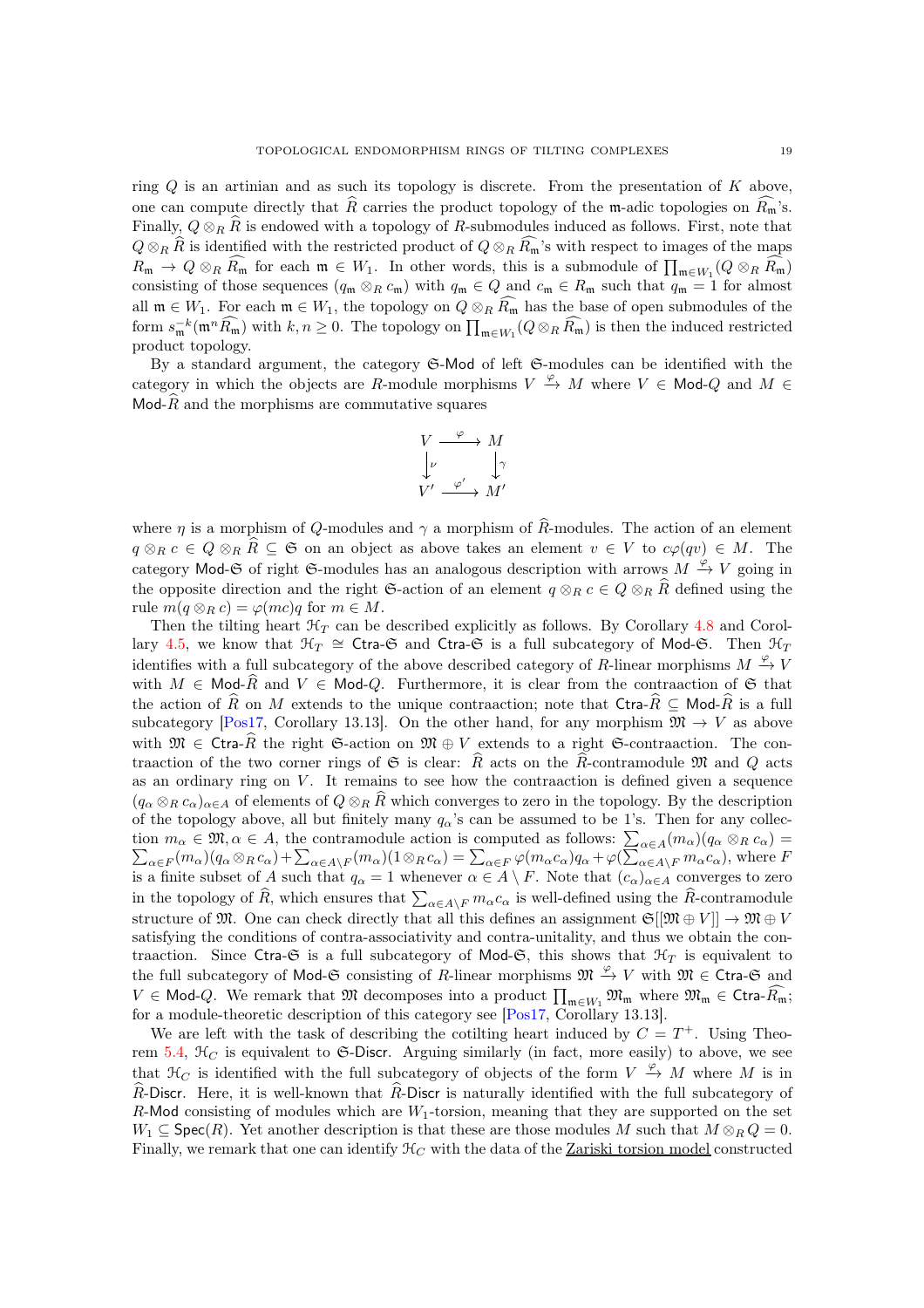ring $Q$ is an artinian and as such its topology is discrete. From the presentation of $K$ above, one can compute directly that $\widehat{R}$ carries the product topology of the $\mathfrak{m}$-adic topologies on $\widehat{R_\mathfrak{m}}$'s. Finally, $Q \otimes_R \widehat{R}$ is endowed with a topology of $R$-submodules induced as follows. First, note that $Q \otimes_R \widehat{R}$ is identified with the restricted product of $Q \otimes_R \widehat{R_\mathfrak{m}}$'s with respect to images of the maps $R_\mathfrak{m} \to Q \otimes_R \widehat{R_\mathfrak{m}}$ for each $\mathfrak{m} \in W_1$. In other words, this is a submodule of $\prod_{\mathfrak{m} \in W_1}(Q \otimes_R \widehat{R_\mathfrak{m}})$ consisting of those sequences $(q_\mathfrak{m} \otimes_R c_\mathfrak{m})$ with $q_\mathfrak{m} \in Q$ and $c_\mathfrak{m} \in R_\mathfrak{m}$ such that $q_\mathfrak{m} = 1$ for almost all $\mathfrak{m} \in W_1$. For each $\mathfrak{m} \in W_1$, the topology on $Q \otimes_R \widehat{R_\mathfrak{m}}$ has the base of open submodules of the form $s_\mathfrak{m}^{-k}(\mathfrak{m}^n \widehat{R_\mathfrak{m}})$ with $k, n \geq 0$. The topology on $\prod_{\mathfrak{m} \in W_1}(Q \otimes_R \widehat{R_\mathfrak{m}})$ is then the induced restricted product topology.

By a standard argument, the category $\mathfrak{S}$-$\mathsf{Mod}$ of left $\mathfrak{S}$-modules can be identified with the category in which the objects are $R$-module morphisms $V \xrightarrow{\varphi} M$ where $V \in \mathsf{Mod}$-$Q$ and $M \in \mathsf{Mod}$-$\widehat{R}$ and the morphisms are commutative squares

$$\begin{array}{ccc} V & \xrightarrow{\varphi} & M \\ \downarrow{\scriptstyle \nu} & & \downarrow{\scriptstyle \gamma} \\ V' & \xrightarrow{\varphi'} & M' \end{array}$$

where $\eta$ is a morphism of $Q$-modules and $\gamma$ a morphism of $\widehat{R}$-modules. The action of an element $q \otimes_R c \in Q \otimes_R \widehat{R} \subseteq \mathfrak{S}$ on an object as above takes an element $v \in V$ to $c\varphi(qv) \in M$. The category $\mathsf{Mod}$-$\mathfrak{S}$ of right $\mathfrak{S}$-modules has an analogous description with arrows $M \xrightarrow{\varphi} V$ going in the opposite direction and the right $\mathfrak{S}$-action of an element $q \otimes_R c \in Q \otimes_R \widehat{R}$ defined using the rule $m(q \otimes_R c) = \varphi(mc)q$ for $m \in M$.

Then the tilting heart $\mathcal{H}_T$ can be described explicitly as follows. By Corollary 4.8 and Corollary 4.5, we know that $\mathcal{H}_T \cong \mathsf{Ctra}$-$\mathfrak{S}$ and $\mathsf{Ctra}$-$\mathfrak{S}$ is a full subcategory of $\mathsf{Mod}$-$\mathfrak{S}$. Then $\mathcal{H}_T$ identifies with a full subcategory of the above described category of $R$-linear morphisms $M \xrightarrow{\varphi} V$ with $M \in \mathsf{Mod}$-$\widehat{R}$ and $V \in \mathsf{Mod}$-$Q$. Furthermore, it is clear from the contraaction of $\mathfrak{S}$ that the action of $\widehat{R}$ on $M$ extends to the unique contraaction; note that $\mathsf{Ctra}$-$\widehat{R} \subseteq \mathsf{Mod}$-$\widehat{R}$ is a full subcategory [Pos17, Corollary 13.13]. On the other hand, for any morphism $\mathfrak{M} \to V$ as above with $\mathfrak{M} \in \mathsf{Ctra}$-$\widehat{R}$ the right $\mathfrak{S}$-action on $\mathfrak{M} \oplus V$ extends to a right $\mathfrak{S}$-contraaction. The contraaction of the two corner rings of $\mathfrak{S}$ is clear: $\widehat{R}$ acts on the $\widehat{R}$-contramodule $\mathfrak{M}$ and $Q$ acts as an ordinary ring on $V$. It remains to see how the contraaction is defined given a sequence $(q_\alpha \otimes_R c_\alpha)_{\alpha \in A}$ of elements of $Q \otimes_R \widehat{R}$ which converges to zero in the topology. By the description of the topology above, all but finitely many $q_\alpha$'s can be assumed to be 1's. Then for any collection $m_\alpha \in \mathfrak{M}, \alpha \in A$, the contramodule action is computed as follows: $\sum_{\alpha \in A}(m_\alpha)(q_\alpha \otimes_R c_\alpha) = \sum_{\alpha \in F}(m_\alpha)(q_\alpha \otimes_R c_\alpha) + \sum_{\alpha \in A \setminus F}(m_\alpha)(1 \otimes_R c_\alpha) = \sum_{\alpha \in F} \varphi(m_\alpha c_\alpha) q_\alpha + \varphi(\sum_{\alpha \in A \setminus F} m_\alpha c_\alpha)$, where $F$ is a finite subset of $A$ such that $q_\alpha = 1$ whenever $\alpha \in A \setminus F$. Note that $(c_\alpha)_{\alpha \in A}$ converges to zero in the topology of $\widehat{R}$, which ensures that $\sum_{\alpha \in A \setminus F} m_\alpha c_\alpha$ is well-defined using the $\widehat{R}$-contramodule structure of $\mathfrak{M}$. One can check directly that all this defines an assignment $\mathfrak{S}[[\mathfrak{M} \oplus V]] \to \mathfrak{M} \oplus V$ satisfying the conditions of contra-associativity and contra-unitality, and thus we obtain the contraaction. Since $\mathsf{Ctra}$-$\mathfrak{S}$ is a full subcategory of $\mathsf{Mod}$-$\mathfrak{S}$, this shows that $\mathcal{H}_T$ is equivalent to the full subcategory of $\mathsf{Mod}$-$\mathfrak{S}$ consisting of $R$-linear morphisms $\mathfrak{M} \xrightarrow{\varphi} V$ with $\mathfrak{M} \in \mathsf{Ctra}$-$\mathfrak{S}$ and $V \in \mathsf{Mod}$-$Q$. We remark that $\mathfrak{M}$ decomposes into a product $\prod_{\mathfrak{m} \in W_1} \mathfrak{M}_\mathfrak{m}$ where $\mathfrak{M}_\mathfrak{m} \in \mathsf{Ctra}$-$\widehat{R_\mathfrak{m}}$; for a module-theoretic description of this category see [Pos17, Corollary 13.13].

We are left with the task of describing the cotilting heart induced by $C = T^+$. Using Theorem 5.4, $\mathcal{H}_C$ is equivalent to $\mathfrak{S}$-$\mathsf{Discr}$. Arguing similarly (in fact, more easily) to above, we see that $\mathcal{H}_C$ is identified with the full subcategory of objects of the form $V \xrightarrow{\varphi} M$ where $M$ is in $\widehat{R}$-$\mathsf{Discr}$. Here, it is well-known that $\widehat{R}$-$\mathsf{Discr}$ is naturally identified with the full subcategory of $R$-$\mathsf{Mod}$ consisting of modules which are $W_1$-torsion, meaning that they are supported on the set $W_1 \subseteq \mathsf{Spec}(R)$. Yet another description is that these are those modules $M$ such that $M \otimes_R Q = 0$. Finally, we remark that one can identify $\mathcal{H}_C$ with the data of the <u>Zariski torsion model</u> constructed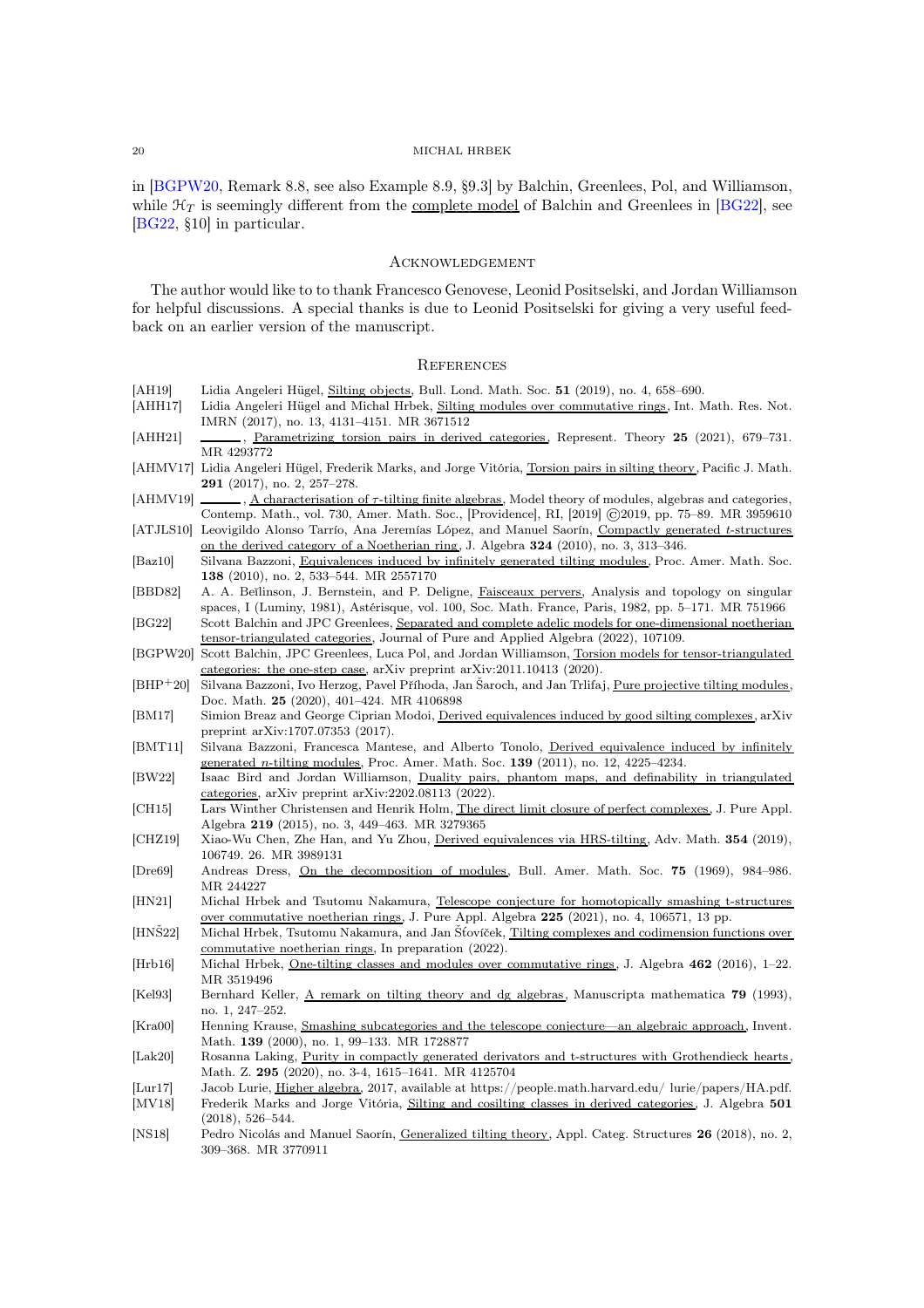in [BGPW20, Remark 8.8, see also Example 8.9, §9.3] by Balchin, Greenlees, Pol, and Williamson, while $\mathcal{H}_T$ is seemingly different from the complete model of Balchin and Greenlees in [BG22], see [BG22, §10] in particular.

## Acknowledgement

The author would like to to thank Francesco Genovese, Leonid Positselski, and Jordan Williamson for helpful discussions. A special thanks is due to Leonid Positselski for giving a very useful feedback on an earlier version of the manuscript.

## References

[AH19] Lidia Angeleri Hügel, Silting objects, Bull. Lond. Math. Soc. **51** (2019), no. 4, 658–690.

[AHH17] Lidia Angeleri Hügel and Michal Hrbek, Silting modules over commutative rings, Int. Math. Res. Not. IMRN (2017), no. 13, 4131–4151. MR 3671512

[AHH21] ———, Parametrizing torsion pairs in derived categories, Represent. Theory **25** (2021), 679–731. MR 4293772

[AHMV17] Lidia Angeleri Hügel, Frederik Marks, and Jorge Vitória, Torsion pairs in silting theory, Pacific J. Math. **291** (2017), no. 2, 257–278.

[AHMV19] ———, A characterisation of $\tau$-tilting finite algebras, Model theory of modules, algebras and categories, Contemp. Math., vol. 730, Amer. Math. Soc., [Providence], RI, [2019] ©2019, pp. 75–89. MR 3959610

[ATJLS10] Leovigildo Alonso Tarrío, Ana Jeremías López, and Manuel Saorín, Compactly generated $t$-structures on the derived category of a Noetherian ring, J. Algebra **324** (2010), no. 3, 313–346.

[Baz10] Silvana Bazzoni, Equivalences induced by infinitely generated tilting modules, Proc. Amer. Math. Soc. **138** (2010), no. 2, 533–544. MR 2557170

[BBD82] A. A. Beĭlinson, J. Bernstein, and P. Deligne, Faisceaux pervers, Analysis and topology on singular spaces, I (Luminy, 1981), Astérisque, vol. 100, Soc. Math. France, Paris, 1982, pp. 5–171. MR 751966

[BG22] Scott Balchin and JPC Greenlees, Separated and complete adelic models for one-dimensional noetherian tensor-triangulated categories, Journal of Pure and Applied Algebra (2022), 107109.

[BGPW20] Scott Balchin, JPC Greenlees, Luca Pol, and Jordan Williamson, Torsion models for tensor-triangulated categories: the one-step case, arXiv preprint arXiv:2011.10413 (2020).

[BHP+20] Silvana Bazzoni, Ivo Herzog, Pavel Příhoda, Jan Šaroch, and Jan Trlifaj, Pure projective tilting modules, Doc. Math. **25** (2020), 401–424. MR 4106898

[BM17] Simion Breaz and George Ciprian Modoi, Derived equivalences induced by good silting complexes, arXiv preprint arXiv:1707.07353 (2017).

[BMT11] Silvana Bazzoni, Francesca Mantese, and Alberto Tonolo, Derived equivalence induced by infinitely generated $n$-tilting modules, Proc. Amer. Math. Soc. **139** (2011), no. 12, 4225–4234.

[BW22] Isaac Bird and Jordan Williamson, Duality pairs, phantom maps, and definability in triangulated categories, arXiv preprint arXiv:2202.08113 (2022).

[CH15] Lars Winther Christensen and Henrik Holm, The direct limit closure of perfect complexes, J. Pure Appl. Algebra **219** (2015), no. 3, 449–463. MR 3279365

[CHZ19] Xiao-Wu Chen, Zhe Han, and Yu Zhou, Derived equivalences via HRS-tilting, Adv. Math. **354** (2019), 106749. 26. MR 3989131

[Dre69] Andreas Dress, On the decomposition of modules, Bull. Amer. Math. Soc. **75** (1969), 984–986. MR 244227

[HN21] Michal Hrbek and Tsutomu Nakamura, Telescope conjecture for homotopically smashing t-structures over commutative noetherian rings, J. Pure Appl. Algebra **225** (2021), no. 4, 106571, 13 pp.

[HNŠ22] Michal Hrbek, Tsutomu Nakamura, and Jan Šťovíček, Tilting complexes and codimension functions over commutative noetherian rings, In preparation (2022).

[Hrb16] Michal Hrbek, One-tilting classes and modules over commutative rings, J. Algebra **462** (2016), 1–22. MR 3519496

[Kel93] Bernhard Keller, A remark on tilting theory and dg algebras, Manuscripta mathematica **79** (1993), no. 1, 247–252.

[Kra00] Henning Krause, Smashing subcategories and the telescope conjecture—an algebraic approach, Invent. Math. **139** (2000), no. 1, 99–133. MR 1728877

[Lak20] Rosanna Laking, Purity in compactly generated derivators and t-structures with Grothendieck hearts, Math. Z. **295** (2020), no. 3-4, 1615–1641. MR 4125704

[Lur17] Jacob Lurie, Higher algebra, 2017, available at https://people.math.harvard.edu/ lurie/papers/HA.pdf.

[MV18] Frederik Marks and Jorge Vitória, Silting and cosilting classes in derived categories, J. Algebra **501** (2018), 526–544.

[NS18] Pedro Nicolás and Manuel Saorín, Generalized tilting theory, Appl. Categ. Structures **26** (2018), no. 2, 309–368. MR 3770911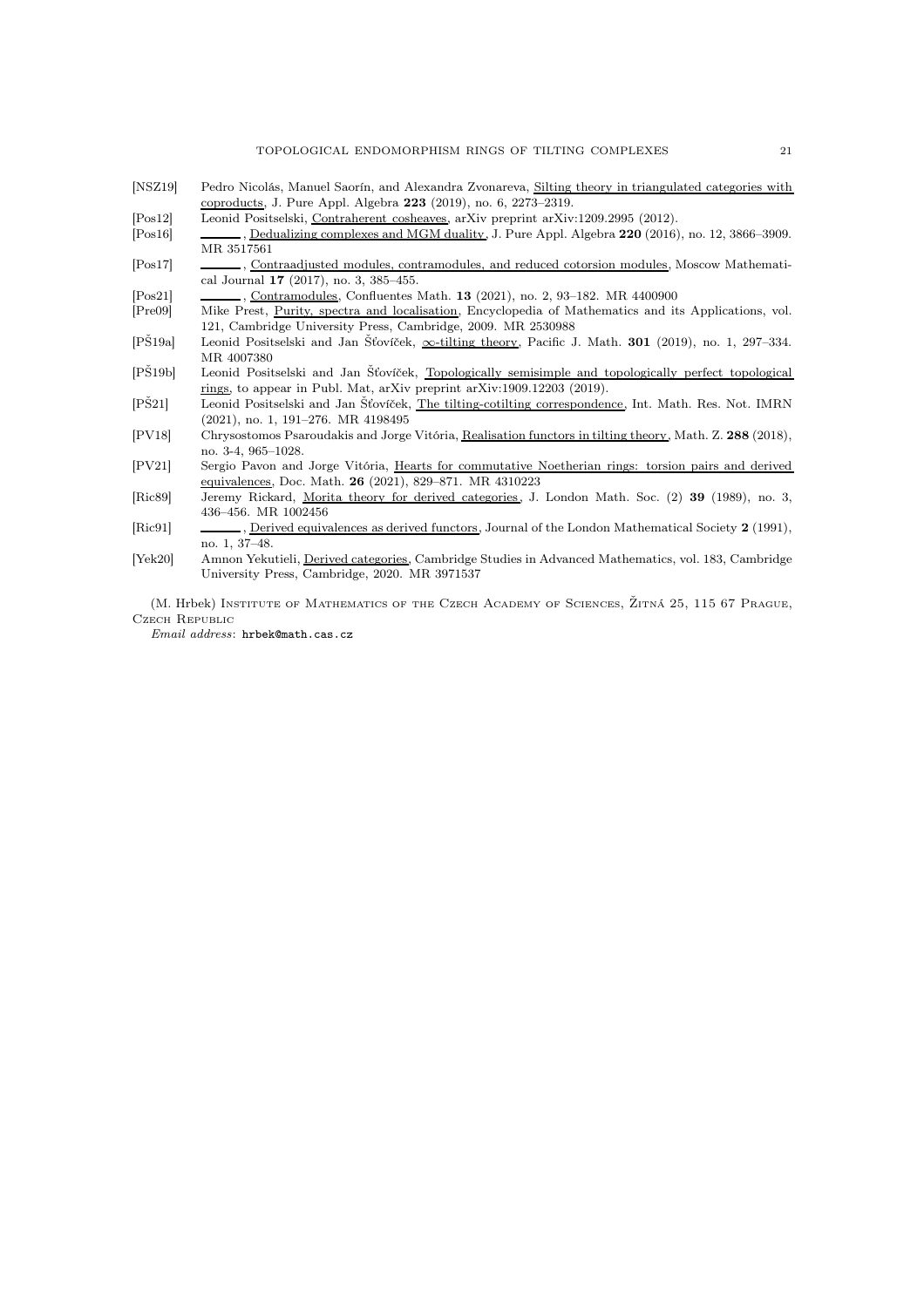- [NSZ19] Pedro Nicolás, Manuel Saorín, and Alexandra Zvonareva, Silting theory in triangulated categories with coproducts, J. Pure Appl. Algebra **223** (2019), no. 6, 2273–2319.
- [Pos12] Leonid Positselski, Contraherent cosheaves, arXiv preprint arXiv:1209.2995 (2012).
- [Pos16] ______, Dedualizing complexes and MGM duality, J. Pure Appl. Algebra **220** (2016), no. 12, 3866–3909. MR 3517561
- [Pos17] ______, Contraadjusted modules, contramodules, and reduced cotorsion modules, Moscow Mathematical Journal **17** (2017), no. 3, 385–455.
- [Pos21] ______, Contramodules, Confluentes Math. **13** (2021), no. 2, 93–182. MR 4400900
- [Pre09] Mike Prest, Purity, spectra and localisation, Encyclopedia of Mathematics and its Applications, vol. 121, Cambridge University Press, Cambridge, 2009. MR 2530988
- [PŠ19a] Leonid Positselski and Jan Šťovíček, $\infty$-tilting theory, Pacific J. Math. **301** (2019), no. 1, 297–334. MR 4007380
- [PŠ19b] Leonid Positselski and Jan Šťovíček, Topologically semisimple and topologically perfect topological rings, to appear in Publ. Mat, arXiv preprint arXiv:1909.12203 (2019).
- [PŠ21] Leonid Positselski and Jan Šťovíček, The tilting-cotilting correspondence, Int. Math. Res. Not. IMRN (2021), no. 1, 191–276. MR 4198495
- [PV18] Chrysostomos Psaroudakis and Jorge Vitória, Realisation functors in tilting theory, Math. Z. **288** (2018), no. 3-4, 965–1028.
- [PV21] Sergio Pavon and Jorge Vitória, Hearts for commutative Noetherian rings: torsion pairs and derived equivalences, Doc. Math. **26** (2021), 829–871. MR 4310223
- [Ric89] Jeremy Rickard, Morita theory for derived categories, J. London Math. Soc. (2) **39** (1989), no. 3, 436–456. MR 1002456
- [Ric91] ______, Derived equivalences as derived functors, Journal of the London Mathematical Society **2** (1991), no. 1, 37–48.
- [Yek20] Amnon Yekutieli, Derived categories, Cambridge Studies in Advanced Mathematics, vol. 183, Cambridge University Press, Cambridge, 2020. MR 3971537

(M. Hrbek) Institute of Mathematics of the Czech Academy of Sciences, Žitná 25, 115 67 Prague, Czech Republic

*Email address*: hrbek@math.cas.cz